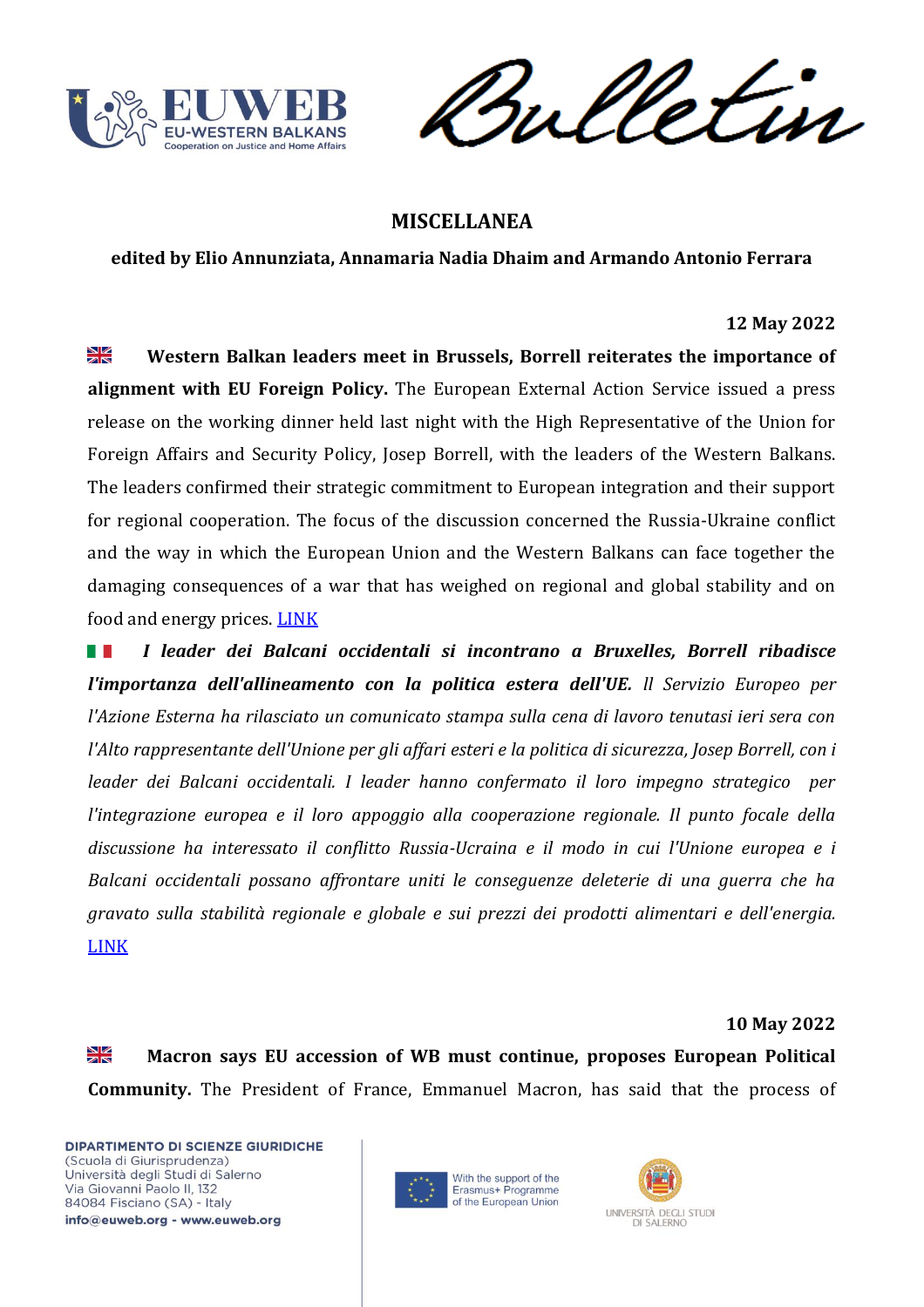# MISCELLANEA

**edited by Elio Annunziata, Annamaria Nadia Dhaim and Armando Antonio Ferrara**

**12 May 2022**

**Western Balkan leaders meet in Brussels, Borrell reiterates the importance of alignment with EU Foreign Policy.** The European External Action Service issued a press release on the working dinner held last night with the High Representative of the Union for Foreign Affairs and Security Policy, Josep Borrell, with the leaders of the Western Balkans. The leaders confirmed their strategic commitment to European integration and their support for regional cooperation. The focus of the discussion concerned the Russia-Ukraine conflict and the way in which the European Union and the Western Balkans can face together the damaging consequences of a war that has weighed on regional and global stability and on food and energy prices. LINK

***I leader dei Balcani occidentali si incontrano a Bruxelles, Borrell ribadisce l'importanza dell'allineamento con la politica estera dell'UE.*** *Il Servizio Europeo per l'Azione Esterna ha rilasciato un comunicato stampa sulla cena di lavoro tenutasi ieri sera con l'Alto rappresentante dell'Unione per gli affari esteri e la politica di sicurezza, Josep Borrell, con i leader dei Balcani occidentali. I leader hanno confermato il loro impegno strategico per l'integrazione europea e il loro appoggio alla cooperazione regionale. Il punto focale della discussione ha interessato il conflitto Russia-Ucraina e il modo in cui l'Unione europea e i Balcani occidentali possano affrontare uniti le conseguenze deleterie di una guerra che ha gravato sulla stabilità regionale e globale e sui prezzi dei prodotti alimentari e dell'energia.* LINK

**10 May 2022**

**Macron says EU accession of WB must continue, proposes European Political Community.** The President of France, Emmanuel Macron, has said that the process of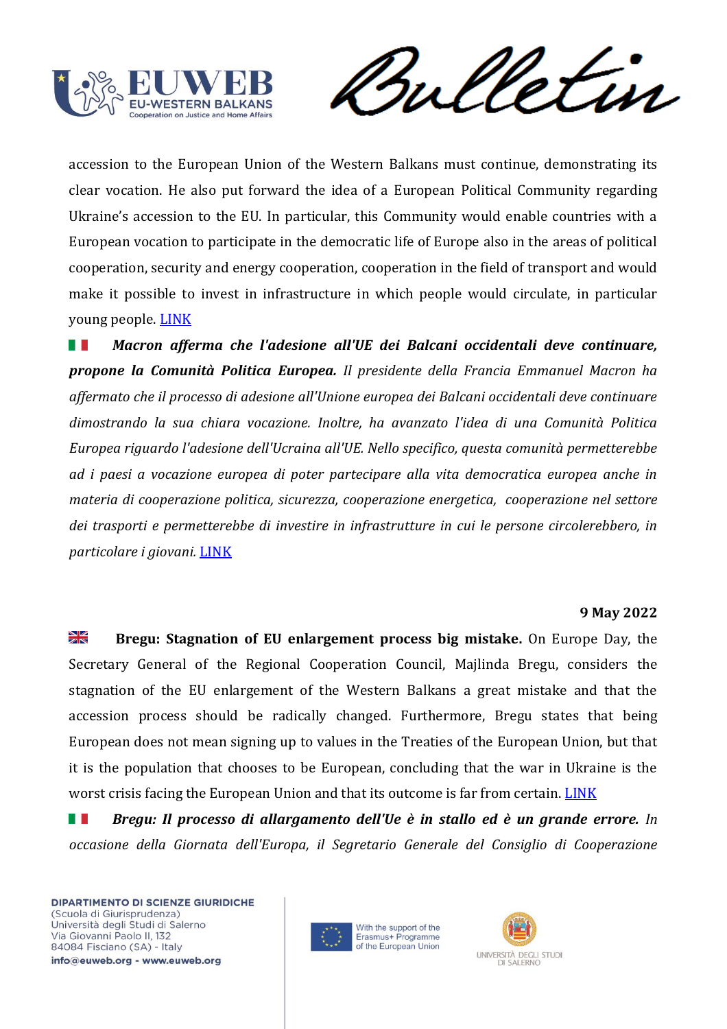accession to the European Union of the Western Balkans must continue, demonstrating its clear vocation. He also put forward the idea of a European Political Community regarding Ukraine's accession to the EU. In particular, this Community would enable countries with a European vocation to participate in the democratic life of Europe also in the areas of political cooperation, security and energy cooperation, cooperation in the field of transport and would make it possible to invest in infrastructure in which people would circulate, in particular young people. LINK

***Macron afferma che l'adesione all'UE dei Balcani occidentali deve continuare, propone la Comunità Politica Europea.*** *Il presidente della Francia Emmanuel Macron ha affermato che il processo di adesione all'Unione europea dei Balcani occidentali deve continuare dimostrando la sua chiara vocazione. Inoltre, ha avanzato l'idea di una Comunità Politica Europea riguardo l'adesione dell'Ucraina all'UE. Nello specifico, questa comunità permetterebbe ad i paesi a vocazione europea di poter partecipare alla vita democratica europea anche in materia di cooperazione politica, sicurezza, cooperazione energetica, cooperazione nel settore dei trasporti e permetterebbe di investire in infrastrutture in cui le persone circolerebbero, in particolare i giovani.* LINK

**9 May 2022**

**Bregu: Stagnation of EU enlargement process big mistake.** On Europe Day, the Secretary General of the Regional Cooperation Council, Majlinda Bregu, considers the stagnation of the EU enlargement of the Western Balkans a great mistake and that the accession process should be radically changed. Furthermore, Bregu states that being European does not mean signing up to values in the Treaties of the European Union, but that it is the population that chooses to be European, concluding that the war in Ukraine is the worst crisis facing the European Union and that its outcome is far from certain. LINK

***Bregu: Il processo di allargamento dell'Ue è in stallo ed è un grande errore.*** *In occasione della Giornata dell'Europa, il Segretario Generale del Consiglio di Cooperazione*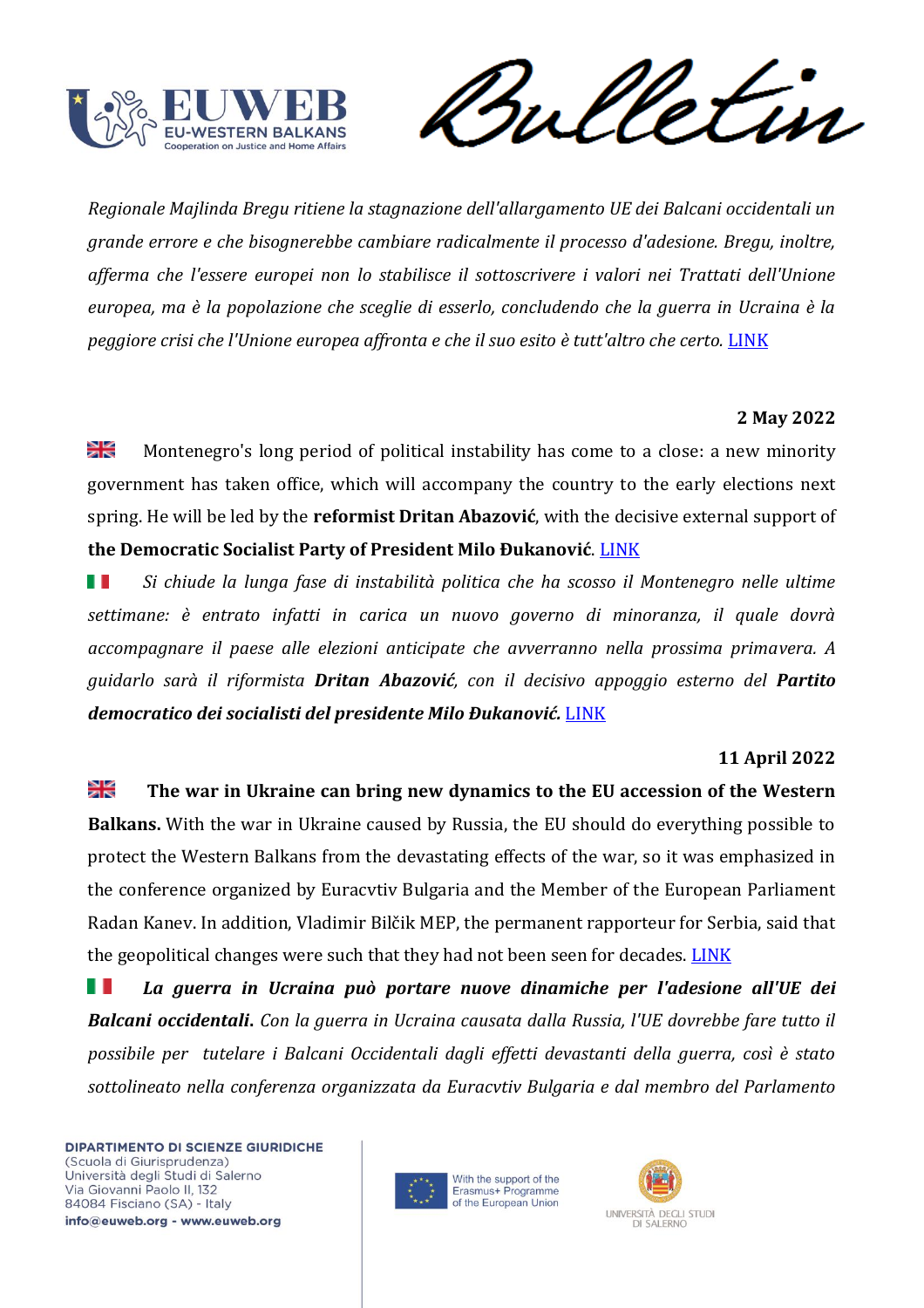*Regionale Majlinda Bregu ritiene la stagnazione dell'allargamento UE dei Balcani occidentali un grande errore e che bisognerebbe cambiare radicalmente il processo d'adesione. Bregu, inoltre, afferma che l'essere europei non lo stabilisce il sottoscrivere i valori nei Trattati dell'Unione europea, ma è la popolazione che sceglie di esserlo, concludendo che la guerra in Ucraina è la peggiore crisi che l'Unione europea affronta e che il suo esito è tutt'altro che certo.* LINK

**2 May 2022**

🇬🇧 Montenegro's long period of political instability has come to a close: a new minority government has taken office, which will accompany the country to the early elections next spring. He will be led by the **reformist Dritan Abazović**, with the decisive external support of **the Democratic Socialist Party of President Milo Đukanović**. LINK

🇮🇹 *Si chiude la lunga fase di instabilità politica che ha scosso il Montenegro nelle ultime settimane: è entrato infatti in carica un nuovo governo di minoranza, il quale dovrà accompagnare il paese alle elezioni anticipate che avverranno nella prossima primavera. A guidarlo sarà il riformista* ***Dritan Abazović****, con il decisivo appoggio esterno del* ***Partito democratico dei socialisti del presidente Milo Đukanović.*** LINK

**11 April 2022**

🇬🇧 **The war in Ukraine can bring new dynamics to the EU accession of the Western Balkans.** With the war in Ukraine caused by Russia, the EU should do everything possible to protect the Western Balkans from the devastating effects of the war, so it was emphasized in the conference organized by Euracvtiv Bulgaria and the Member of the European Parliament Radan Kanev. In addition, Vladimir Bilčik MEP, the permanent rapporteur for Serbia, said that the geopolitical changes were such that they had not been seen for decades. LINK

🇮🇹 ***La guerra in Ucraina può portare nuove dinamiche per l'adesione all'UE dei Balcani occidentali.*** *Con la guerra in Ucraina causata dalla Russia, l'UE dovrebbe fare tutto il possibile per tutelare i Balcani Occidentali dagli effetti devastanti della guerra, così è stato sottolineato nella conferenza organizzata da Euracvtiv Bulgaria e dal membro del Parlamento*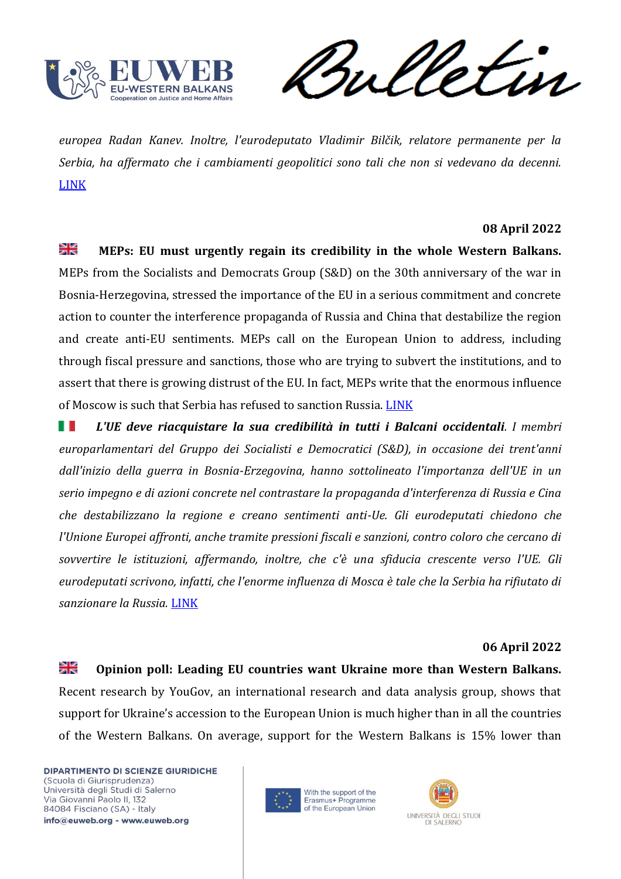*europea Radan Kanev. Inoltre, l'eurodeputato Vladimir Bilčik, relatore permanente per la Serbia, ha affermato che i cambiamenti geopolitici sono tali che non si vedevano da decenni.* LINK

**08 April 2022**

🇬🇧 **MEPs: EU must urgently regain its credibility in the whole Western Balkans.** MEPs from the Socialists and Democrats Group (S&D) on the 30th anniversary of the war in Bosnia-Herzegovina, stressed the importance of the EU in a serious commitment and concrete action to counter the interference propaganda of Russia and China that destabilize the region and create anti-EU sentiments. MEPs call on the European Union to address, including through fiscal pressure and sanctions, those who are trying to subvert the institutions, and to assert that there is growing distrust of the EU. In fact, MEPs write that the enormous influence of Moscow is such that Serbia has refused to sanction Russia. LINK

🇮🇹 ***L'UE deve riacquistare la sua credibilità in tutti i Balcani occidentali****. I membri europarlamentari del Gruppo dei Socialisti e Democratici (S&D), in occasione dei trent'anni dall'inizio della guerra in Bosnia-Erzegovina, hanno sottolineato l'importanza dell'UE in un serio impegno e di azioni concrete nel contrastare la propaganda d'interferenza di Russia e Cina che destabilizzano la regione e creano sentimenti anti-Ue. Gli eurodeputati chiedono che l'Unione Europei affronti, anche tramite pressioni fiscali e sanzioni, contro coloro che cercano di sovvertire le istituzioni, affermando, inoltre, che c'è una sfiducia crescente verso l'UE. Gli eurodeputati scrivono, infatti, che l'enorme influenza di Mosca è tale che la Serbia ha rifiutato di sanzionare la Russia.* LINK

**06 April 2022**

🇬🇧 **Opinion poll: Leading EU countries want Ukraine more than Western Balkans.** Recent research by YouGov, an international research and data analysis group, shows that support for Ukraine's accession to the European Union is much higher than in all the countries of the Western Balkans. On average, support for the Western Balkans is 15% lower than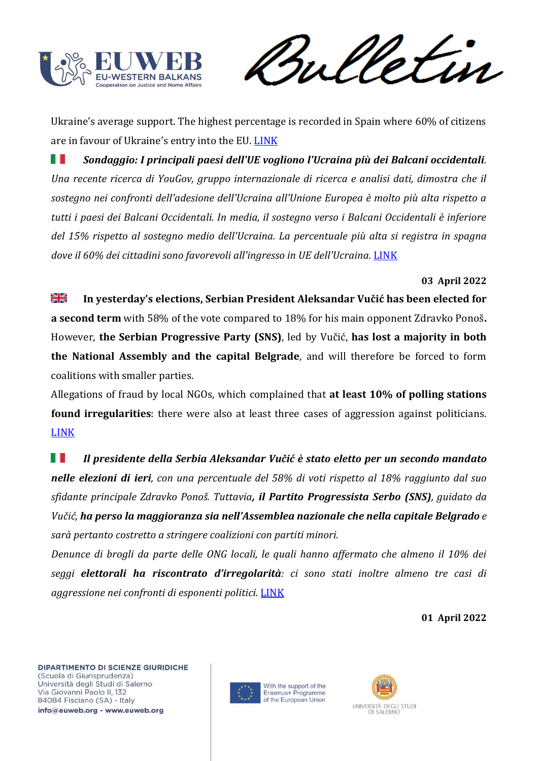Ukraine's average support. The highest percentage is recorded in Spain where 60% of citizens are in favour of Ukraine's entry into the EU. LINK

🇮🇹 ***Sondaggio: I principali paesi dell'UE vogliono l'Ucraina più dei Balcani occidentali****. Una recente ricerca di YouGov, gruppo internazionale di ricerca e analisi dati, dimostra che il sostegno nei confronti dell'adesione dell'Ucraina all'Unione Europea è molto più alta rispetto a tutti i paesi dei Balcani Occidentali. In media, il sostegno verso i Balcani Occidentali è inferiore del 15% rispetto al sostegno medio dell'Ucraina. La percentuale più alta si registra in spagna dove il 60% dei cittadini sono favorevoli all'ingresso in UE dell'Ucraina.* LINK

**03 April 2022**

🇬🇧 **In yesterday's elections, Serbian President Aleksandar Vučić has been elected for a second term** with 58% of the vote compared to 18% for his main opponent Zdravko Ponoš**.** However, **the Serbian Progressive Party (SNS)**, led by Vučić, **has lost a majority in both the National Assembly and the capital Belgrade**, and will therefore be forced to form coalitions with smaller parties.

Allegations of fraud by local NGOs, which complained that **at least 10% of polling stations found irregularities**: there were also at least three cases of aggression against politicians. LINK

🇮🇹 ***Il presidente della Serbia Aleksandar Vučić è stato eletto per un secondo mandato nelle elezioni di ieri****, con una percentuale del 58% di voti rispetto al 18% raggiunto dal suo sfidante principale Zdravko Ponoš. Tuttavia,* ***il Partito Progressista Serbo (SNS)****, guidato da Vučić,* ***ha perso la maggioranza sia nell'Assemblea nazionale che nella capitale Belgrado*** *e sarà pertanto costretto a stringere coalizioni con partiti minori.*

*Denunce di brogli da parte delle ONG locali, le quali hanno affermato che almeno il 10% dei seggi* ***elettorali ha riscontrato d'irregolarità****: ci sono stati inoltre almeno tre casi di aggressione nei confronti di esponenti politici.* LINK

**01 April 2022**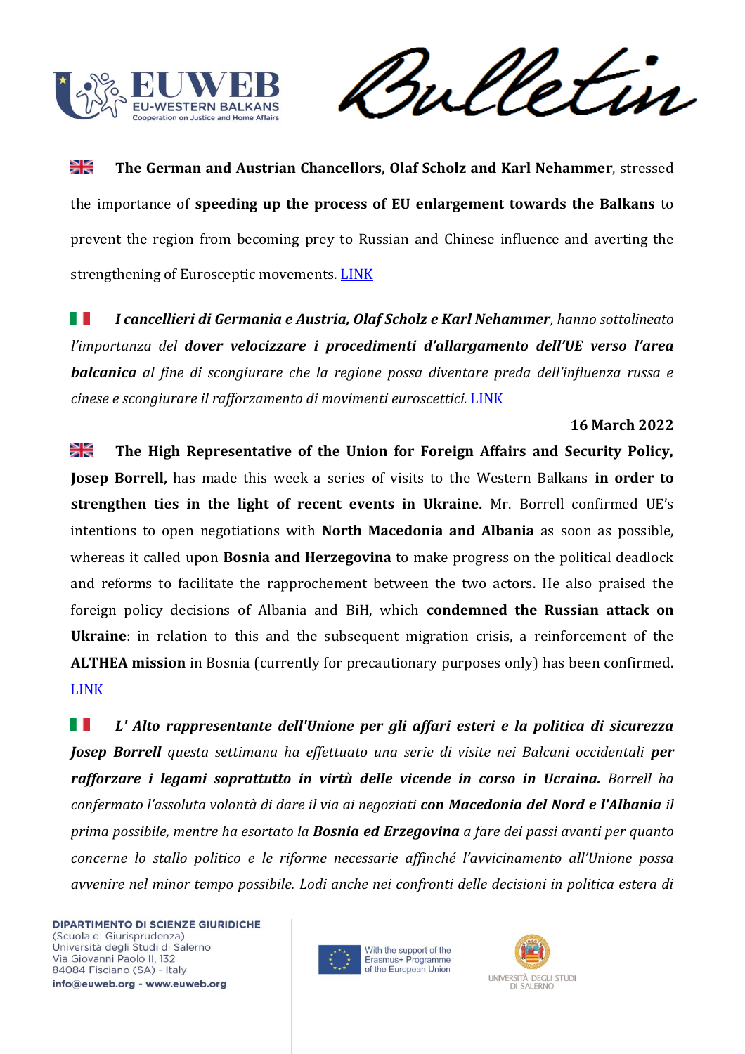🇬🇧 **The German and Austrian Chancellors, Olaf Scholz and Karl Nehammer**, stressed the importance of **speeding up the process of EU enlargement towards the Balkans** to prevent the region from becoming prey to Russian and Chinese influence and averting the strengthening of Eurosceptic movements. LINK

🇮🇹 ***I cancellieri di Germania e Austria, Olaf Scholz e Karl Nehammer**, hanno sottolineato l'importanza del **dover velocizzare i procedimenti d'allargamento dell'UE verso l'area balcanica** al fine di scongiurare che la regione possa diventare preda dell'influenza russa e cinese e scongiurare il rafforzamento di movimenti euroscettici.* LINK

**16 March 2022**

🇬🇧 **The High Representative of the Union for Foreign Affairs and Security Policy, Josep Borrell,** has made this week a series of visits to the Western Balkans **in order to strengthen ties in the light of recent events in Ukraine.** Mr. Borrell confirmed UE's intentions to open negotiations with **North Macedonia and Albania** as soon as possible, whereas it called upon **Bosnia and Herzegovina** to make progress on the political deadlock and reforms to facilitate the rapprochement between the two actors. He also praised the foreign policy decisions of Albania and BiH, which **condemned the Russian attack on Ukraine**: in relation to this and the subsequent migration crisis, a reinforcement of the **ALTHEA mission** in Bosnia (currently for precautionary purposes only) has been confirmed. LINK

🇮🇹 ***L' Alto rappresentante dell'Unione per gli affari esteri e la politica di sicurezza Josep Borrell** questa settimana ha effettuato una serie di visite nei Balcani occidentali **per rafforzare i legami soprattutto in virtù delle vicende in corso in Ucraina.** Borrell ha confermato l'assoluta volontà di dare il via ai negoziati **con Macedonia del Nord e l'Albania** il prima possibile, mentre ha esortato la **Bosnia ed Erzegovina** a fare dei passi avanti per quanto concerne lo stallo politico e le riforme necessarie affinché l'avvicinamento all'Unione possa avvenire nel minor tempo possibile. Lodi anche nei confronti delle decisioni in politica estera di*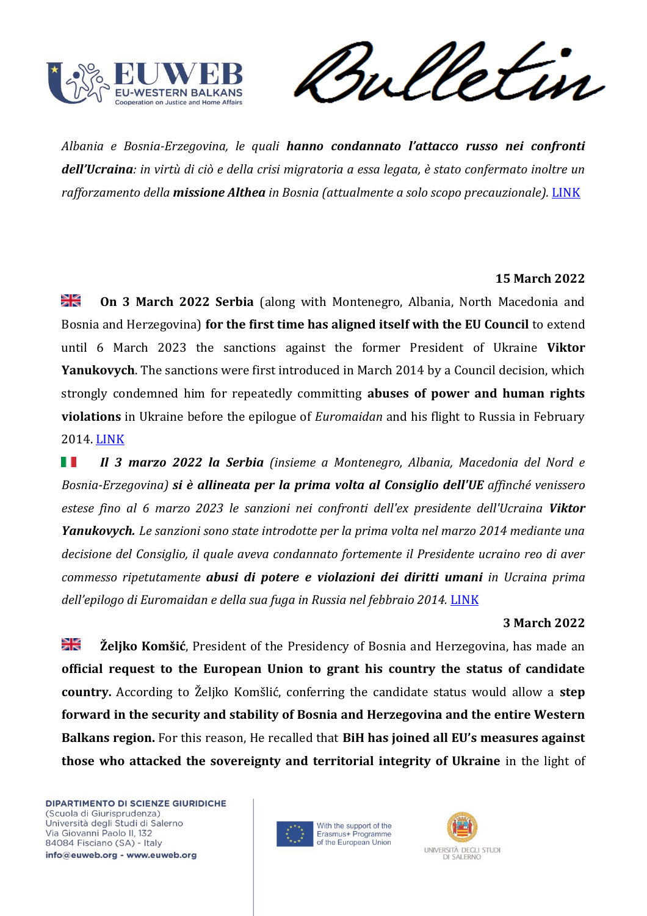*Albania e Bosnia-Erzegovina, le quali* ***hanno condannato l'attacco russo nei confronti dell'Ucraina****: in virtù di ciò e della crisi migratoria a essa legata, è stato confermato inoltre un rafforzamento della* ***missione Althea*** *in Bosnia (attualmente a solo scopo precauzionale).* [LINK]()

**15 March 2022**

**On 3 March 2022 Serbia** (along with Montenegro, Albania, North Macedonia and Bosnia and Herzegovina) **for the first time has aligned itself with the EU Council** to extend until 6 March 2023 the sanctions against the former President of Ukraine **Viktor Yanukovych**. The sanctions were first introduced in March 2014 by a Council decision, which strongly condemned him for repeatedly committing **abuses of power and human rights violations** in Ukraine before the epilogue of *Euromaidan* and his flight to Russia in February 2014. [LINK]()

***Il 3 marzo 2022 la Serbia*** *(insieme a Montenegro, Albania, Macedonia del Nord e Bosnia-Erzegovina)* ***si è allineata per la prima volta al Consiglio dell'UE*** *affinché venissero estese fino al 6 marzo 2023 le sanzioni nei confronti dell'ex presidente dell'Ucraina* ***Viktor Yanukovych.*** *Le sanzioni sono state introdotte per la prima volta nel marzo 2014 mediante una decisione del Consiglio, il quale aveva condannato fortemente il Presidente ucraino reo di aver commesso ripetutamente* ***abusi di potere e violazioni dei diritti umani*** *in Ucraina prima dell'epilogo di Euromaidan e della sua fuga in Russia nel febbraio 2014.* [LINK]()

**3 March 2022**

**Željko Komšić**, President of the Presidency of Bosnia and Herzegovina, has made an **official request to the European Union to grant his country the status of candidate country.** According to Željko Komšlić, conferring the candidate status would allow a **step forward in the security and stability of Bosnia and Herzegovina and the entire Western Balkans region.** For this reason, He recalled that **BiH has joined all EU's measures against those who attacked the sovereignty and territorial integrity of Ukraine** in the light of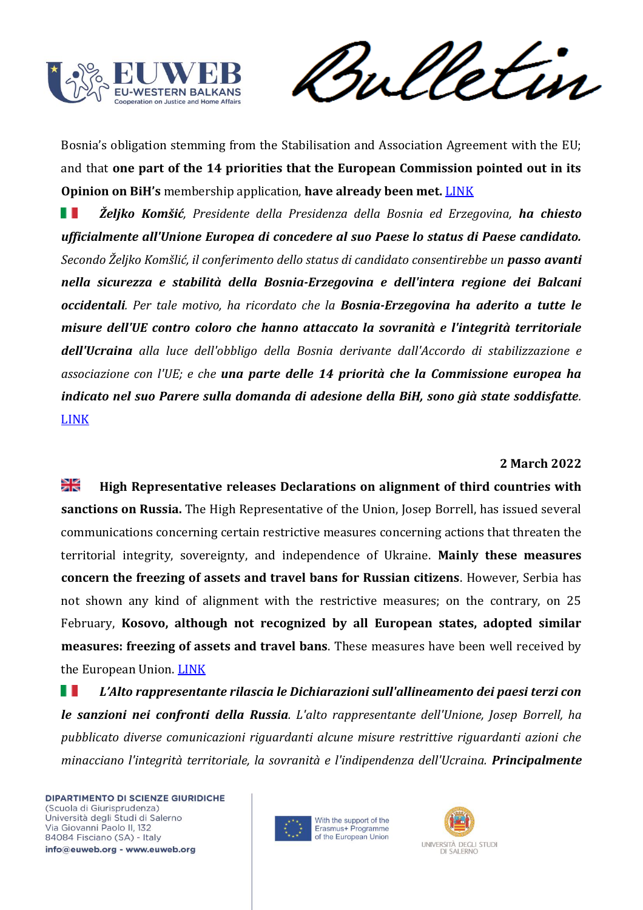Bosnia's obligation stemming from the Stabilisation and Association Agreement with the EU; and that **one part of the 14 priorities that the European Commission pointed out in its Opinion on BiH's** membership application, **have already been met.** LINK

🇮🇹 *Željko Komšić, Presidente della Presidenza della Bosnia ed Erzegovina,* ***ha chiesto ufficialmente all'Unione Europea di concedere al suo Paese lo status di Paese candidato.*** *Secondo Željko Komšlić, il conferimento dello status di candidato consentirebbe un* ***passo avanti nella sicurezza e stabilità della Bosnia-Erzegovina e dell'intera regione dei Balcani occidentali****. Per tale motivo, ha ricordato che la* ***Bosnia-Erzegovina ha aderito a tutte le misure dell'UE contro coloro che hanno attaccato la sovranità e l'integrità territoriale dell'Ucraina*** *alla luce dell'obbligo della Bosnia derivante dall'Accordo di stabilizzazione e associazione con l'UE; e che* ***una parte delle 14 priorità che la Commissione europea ha indicato nel suo Parere sulla domanda di adesione della BiH, sono già state soddisfatte****.* LINK

**2 March 2022**

🇬🇧 **High Representative releases Declarations on alignment of third countries with sanctions on Russia.** The High Representative of the Union, Josep Borrell, has issued several communications concerning certain restrictive measures concerning actions that threaten the territorial integrity, sovereignty, and independence of Ukraine. **Mainly these measures concern the freezing of assets and travel bans for Russian citizens**. However, Serbia has not shown any kind of alignment with the restrictive measures; on the contrary, on 25 February, **Kosovo, although not recognized by all European states, adopted similar measures: freezing of assets and travel bans**. These measures have been well received by the European Union. LINK

🇮🇹 ***L'Alto rappresentante rilascia le Dichiarazioni sull'allineamento dei paesi terzi con le sanzioni nei confronti della Russia****. L'alto rappresentante dell'Unione, Josep Borrell, ha pubblicato diverse comunicazioni riguardanti alcune misure restrittive riguardanti azioni che minacciano l'integrità territoriale, la sovranità e l'indipendenza dell'Ucraina.* ***Principalmente***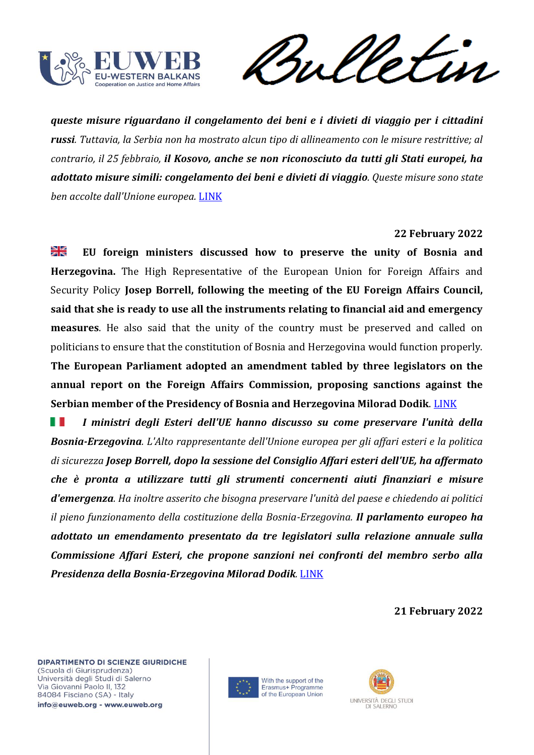***queste misure riguardano il congelamento dei beni e i divieti di viaggio per i cittadini russi****. Tuttavia, la Serbia non ha mostrato alcun tipo di allineamento con le misure restrittive; al contrario, il 25 febbraio,* ***il Kosovo, anche se non riconosciuto da tutti gli Stati europei, ha adottato misure simili: congelamento dei beni e divieti di viaggio****. Queste misure sono state ben accolte dall'Unione europea.* LINK

**22 February 2022**

🇬🇧 **EU foreign ministers discussed how to preserve the unity of Bosnia and Herzegovina.** The High Representative of the European Union for Foreign Affairs and Security Policy **Josep Borrell, following the meeting of the EU Foreign Affairs Council, said that she is ready to use all the instruments relating to financial aid and emergency measures**. He also said that the unity of the country must be preserved and called on politicians to ensure that the constitution of Bosnia and Herzegovina would function properly. **The European Parliament adopted an amendment tabled by three legislators on the annual report on the Foreign Affairs Commission, proposing sanctions against the Serbian member of the Presidency of Bosnia and Herzegovina Milorad Dodik**. LINK

🇮🇹 ***I ministri degli Esteri dell'UE hanno discusso su come preservare l'unità della Bosnia-Erzegovina****. L'Alto rappresentante dell'Unione europea per gli affari esteri e la politica di sicurezza* ***Josep Borrell, dopo la sessione del Consiglio Affari esteri dell'UE, ha affermato che è pronta a utilizzare tutti gli strumenti concernenti aiuti finanziari e misure d'emergenza****. Ha inoltre asserito che bisogna preservare l'unità del paese e chiedendo ai politici il pieno funzionamento della costituzione della Bosnia-Erzegovina.* ***Il parlamento europeo ha adottato un emendamento presentato da tre legislatori sulla relazione annuale sulla Commissione Affari Esteri, che propone sanzioni nei confronti del membro serbo alla Presidenza della Bosnia-Erzegovina Milorad Dodik****.* LINK

**21 February 2022**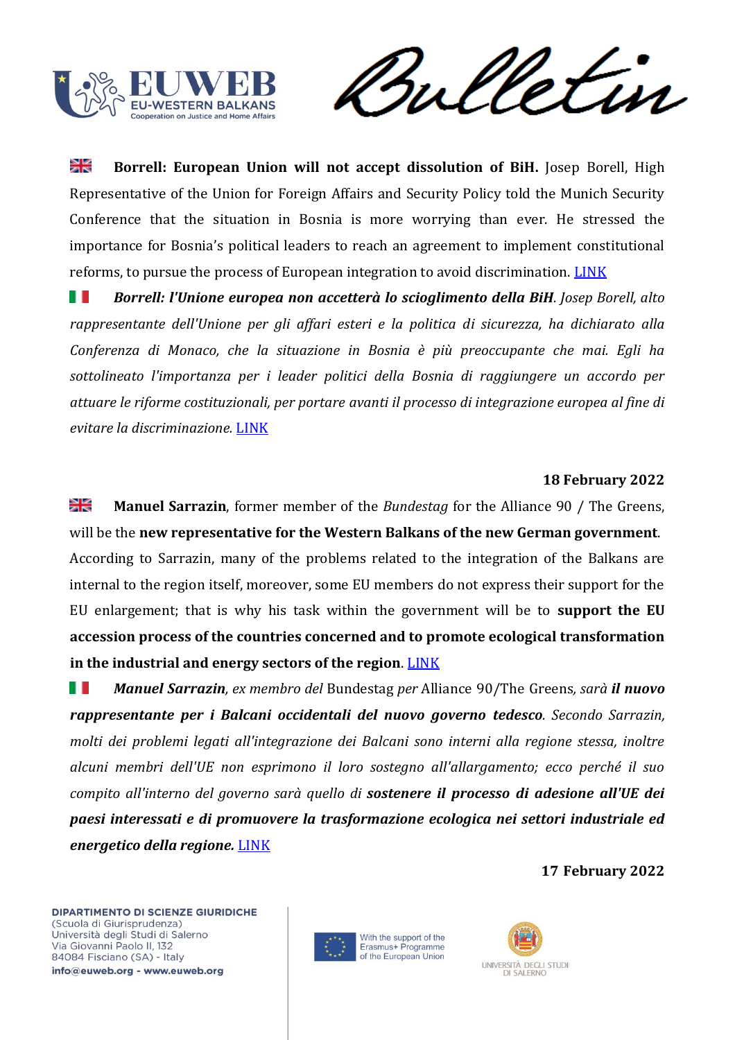**Borrell: European Union will not accept dissolution of BiH.** Josep Borell, High Representative of the Union for Foreign Affairs and Security Policy told the Munich Security Conference that the situation in Bosnia is more worrying than ever. He stressed the importance for Bosnia's political leaders to reach an agreement to implement constitutional reforms, to pursue the process of European integration to avoid discrimination. LINK

***Borrell: l'Unione europea non accetterà lo scioglimento della BiH****. Josep Borell, alto rappresentante dell'Unione per gli affari esteri e la politica di sicurezza, ha dichiarato alla Conferenza di Monaco, che la situazione in Bosnia è più preoccupante che mai. Egli ha sottolineato l'importanza per i leader politici della Bosnia di raggiungere un accordo per attuare le riforme costituzionali, per portare avanti il processo di integrazione europea al fine di evitare la discriminazione.* LINK

**18 February 2022**

**Manuel Sarrazin**, former member of the *Bundestag* for the Alliance 90 / The Greens, will be the **new representative for the Western Balkans of the new German government**. According to Sarrazin, many of the problems related to the integration of the Balkans are internal to the region itself, moreover, some EU members do not express their support for the EU enlargement; that is why his task within the government will be to **support the EU accession process of the countries concerned and to promote ecological transformation in the industrial and energy sectors of the region**. LINK

***Manuel Sarrazin****, ex membro del* Bundestag *per* Alliance 90/The Greens*, sarà* ***il nuovo rappresentante per i Balcani occidentali del nuovo governo tedesco****. Secondo Sarrazin, molti dei problemi legati all'integrazione dei Balcani sono interni alla regione stessa, inoltre alcuni membri dell'UE non esprimono il loro sostegno all'allargamento; ecco perché il suo compito all'interno del governo sarà quello di* ***sostenere il processo di adesione all'UE dei paesi interessati e di promuovere la trasformazione ecologica nei settori industriale ed energetico della regione.*** LINK

**17 February 2022**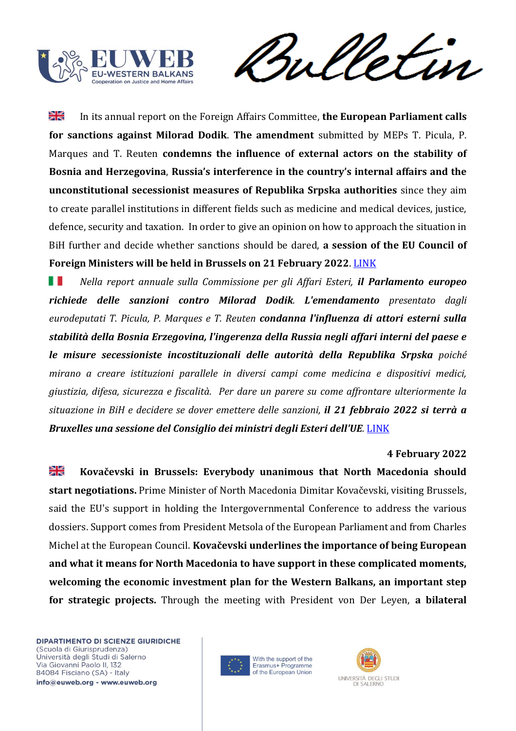In its annual report on the Foreign Affairs Committee, **the European Parliament calls for sanctions against Milorad Dodik**. **The amendment** submitted by MEPs T. Picula, P. Marques and T. Reuten **condemns the influence of external actors on the stability of Bosnia and Herzegovina**, **Russia's interference in the country's internal affairs and the unconstitutional secessionist measures of Republika Srpska authorities** since they aim to create parallel institutions in different fields such as medicine and medical devices, justice, defence, security and taxation. In order to give an opinion on how to approach the situation in BiH further and decide whether sanctions should be dared, **a session of the EU Council of Foreign Ministers will be held in Brussels on 21 February 2022**. LINK

*Nella report annuale sulla Commissione per gli Affari Esteri,* ***il Parlamento europeo richiede delle sanzioni contro Milorad Dodik. L'emendamento*** *presentato dagli eurodeputati T. Picula, P. Marques e T. Reuten* ***condanna l'influenza di attori esterni sulla stabilità della Bosnia Erzegovina, l'ingerenza della Russia negli affari interni del paese e le misure secessioniste incostituzionali delle autorità della Republika Srpska*** *poiché mirano a creare istituzioni parallele in diversi campi come medicina e dispositivi medici, giustizia, difesa, sicurezza e fiscalità. Per dare un parere su come affrontare ulteriormente la situazione in BiH e decidere se dover emettere delle sanzioni,* ***il 21 febbraio 2022 si terrà a Bruxelles una sessione del Consiglio dei ministri degli Esteri dell'UE.*** LINK

**4 February 2022**

**Kovačevski in Brussels: Everybody unanimous that North Macedonia should start negotiations.** Prime Minister of North Macedonia Dimitar Kovačevski, visiting Brussels, said the EU's support in holding the Intergovernmental Conference to address the various dossiers. Support comes from President Metsola of the European Parliament and from Charles Michel at the European Council. **Kovačevski underlines the importance of being European and what it means for North Macedonia to have support in these complicated moments, welcoming the economic investment plan for the Western Balkans, an important step for strategic projects.** Through the meeting with President von Der Leyen, **a bilateral**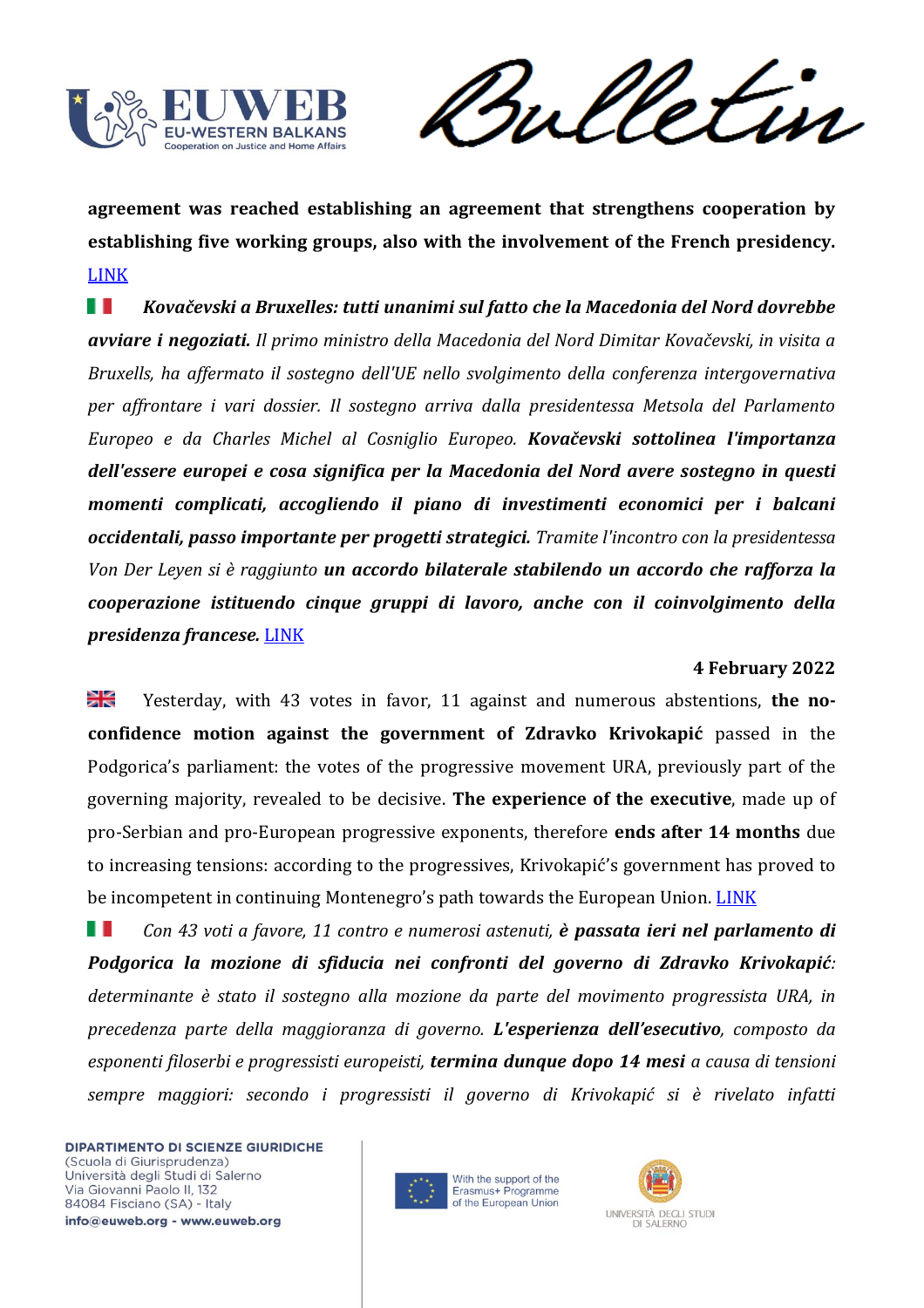**agreement was reached establishing an agreement that strengthens cooperation by establishing five working groups, also with the involvement of the French presidency.** LINK

🇮🇹 ***Kovačevski a Bruxelles: tutti unanimi sul fatto che la Macedonia del Nord dovrebbe avviare i negoziati.*** *Il primo ministro della Macedonia del Nord Dimitar Kovačevski, in visita a Bruxells, ha affermato il sostegno dell'UE nello svolgimento della conferenza intergovernativa per affrontare i vari dossier. Il sostegno arriva dalla presidentessa Metsola del Parlamento Europeo e da Charles Michel al Cosniglio Europeo.* ***Kovačevski sottolinea l'importanza dell'essere europei e cosa significa per la Macedonia del Nord avere sostegno in questi momenti complicati, accogliendo il piano di investimenti economici per i balcani occidentali, passo importante per progetti strategici.*** *Tramite l'incontro con la presidentessa Von Der Leyen si è raggiunto* ***un accordo bilaterale stabilendo un accordo che rafforza la cooperazione istituendo cinque gruppi di lavoro, anche con il coinvolgimento della presidenza francese.*** LINK

**4 February 2022**

🇬🇧 Yesterday, with 43 votes in favor, 11 against and numerous abstentions, **the no-confidence motion against the government of Zdravko Krivokapić** passed in the Podgorica's parliament: the votes of the progressive movement URA, previously part of the governing majority, revealed to be decisive. **The experience of the executive**, made up of pro-Serbian and pro-European progressive exponents, therefore **ends after 14 months** due to increasing tensions: according to the progressives, Krivokapić's government has proved to be incompetent in continuing Montenegro's path towards the European Union. LINK

🇮🇹 *Con 43 voti a favore, 11 contro e numerosi astenuti,* ***è passata ieri nel parlamento di Podgorica la mozione di sfiducia nei confronti del governo di Zdravko Krivokapić****: determinante è stato il sostegno alla mozione da parte del movimento progressista URA, in precedenza parte della maggioranza di governo.* ***L'esperienza dell'esecutivo****, composto da esponenti filoserbi e progressisti europeisti,* ***termina dunque dopo 14 mesi*** *a causa di tensioni sempre maggiori: secondo i progressisti il governo di Krivokapić si è rivelato infatti*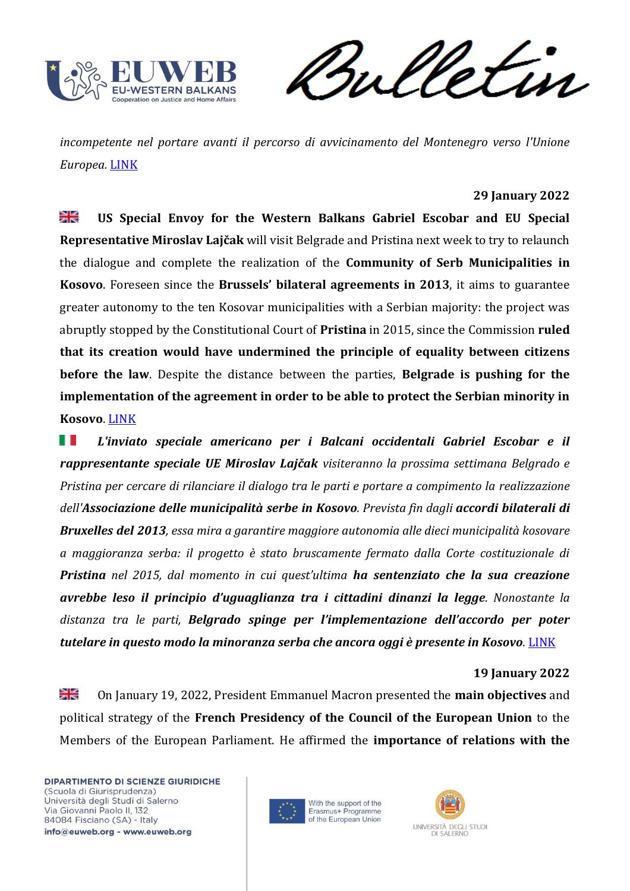*incompetente nel portare avanti il percorso di avvicinamento del Montenegro verso l'Unione Europea.* LINK

**29 January 2022**

🇬🇧 **US Special Envoy for the Western Balkans Gabriel Escobar and EU Special Representative Miroslav Lajčak** will visit Belgrade and Pristina next week to try to relaunch the dialogue and complete the realization of the **Community of Serb Municipalities in Kosovo**. Foreseen since the **Brussels' bilateral agreements in 2013**, it aims to guarantee greater autonomy to the ten Kosovar municipalities with a Serbian majority: the project was abruptly stopped by the Constitutional Court of **Pristina** in 2015, since the Commission **ruled that its creation would have undermined the principle of equality between citizens before the law**. Despite the distance between the parties, **Belgrade is pushing for the implementation of the agreement in order to be able to protect the Serbian minority in Kosovo**. LINK

🇮🇹 ***L'inviato speciale americano per i Balcani occidentali Gabriel Escobar e il rappresentante speciale UE Miroslav Lajčak*** *visiteranno la prossima settimana Belgrado e Pristina per cercare di rilanciare il dialogo tra le parti e portare a compimento la realizzazione dell'**Associazione delle municipalità serbe in Kosovo**. Prevista fin dagli **accordi bilaterali di Bruxelles del 2013**, essa mira a garantire maggiore autonomia alle dieci municipalità kosovare a maggioranza serba: il progetto è stato bruscamente fermato dalla Corte costituzionale di **Pristina** nel 2015, dal momento in cui quest'ultima **ha sentenziato che la sua creazione avrebbe leso il principio d'uguaglianza tra i cittadini dinanzi la legge**. Nonostante la distanza tra le parti, **Belgrado spinge per l'implementazione dell'accordo per poter tutelare in questo modo la minoranza serba che ancora oggi è presente in Kosovo**.* LINK

**19 January 2022**

🇬🇧 On January 19, 2022, President Emmanuel Macron presented the **main objectives** and political strategy of the **French Presidency of the Council of the European Union** to the Members of the European Parliament. He affirmed the **importance of relations with the**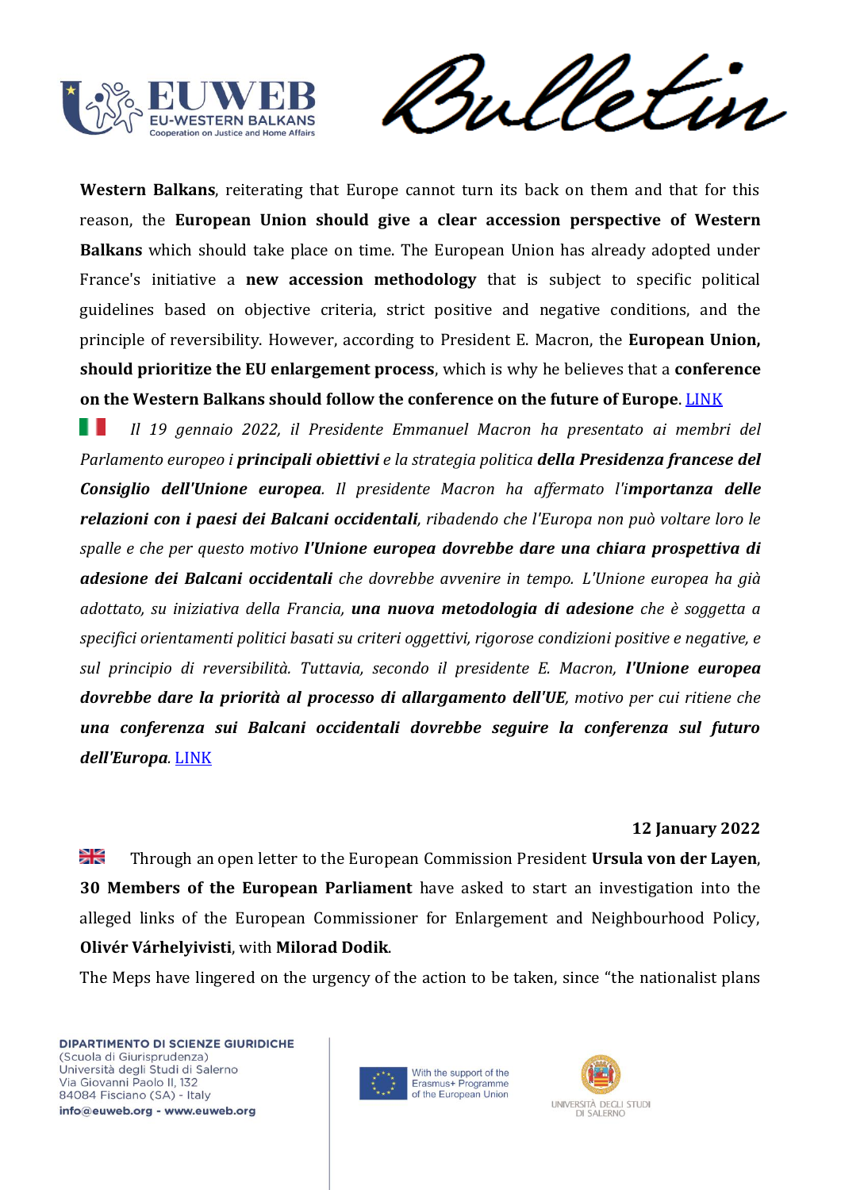**Western Balkans**, reiterating that Europe cannot turn its back on them and that for this reason, the **European Union should give a clear accession perspective of Western Balkans** which should take place on time. The European Union has already adopted under France's initiative a **new accession methodology** that is subject to specific political guidelines based on objective criteria, strict positive and negative conditions, and the principle of reversibility. However, according to President E. Macron, the **European Union, should prioritize the EU enlargement process**, which is why he believes that a **conference on the Western Balkans should follow the conference on the future of Europe**. LINK

🇮🇹 *Il 19 gennaio 2022, il Presidente Emmanuel Macron ha presentato ai membri del Parlamento europeo i* ***principali obiettivi*** *e la strategia politica* ***della Presidenza francese del Consiglio dell'Unione europea****. Il presidente Macron ha affermato l'****importanza delle relazioni con i paesi dei Balcani occidentali****, ribadendo che l'Europa non può voltare loro le spalle e che per questo motivo* ***l'Unione europea dovrebbe dare una chiara prospettiva di adesione dei Balcani occidentali*** *che dovrebbe avvenire in tempo. L'Unione europea ha già adottato, su iniziativa della Francia,* ***una nuova metodologia di adesione*** *che è soggetta a specifici orientamenti politici basati su criteri oggettivi, rigorose condizioni positive e negative, e sul principio di reversibilità. Tuttavia, secondo il presidente E. Macron,* ***l'Unione europea dovrebbe dare la priorità al processo di allargamento dell'UE****, motivo per cui ritiene che* ***una conferenza sui Balcani occidentali dovrebbe seguire la conferenza sul futuro dell'Europa****.* LINK

**12 January 2022**

🇬🇧 Through an open letter to the European Commission President **Ursula von der Layen**, **30 Members of the European Parliament** have asked to start an investigation into the alleged links of the European Commissioner for Enlargement and Neighbourhood Policy, **Olivér Várhelyivisti**, with **Milorad Dodik**.

The Meps have lingered on the urgency of the action to be taken, since "the nationalist plans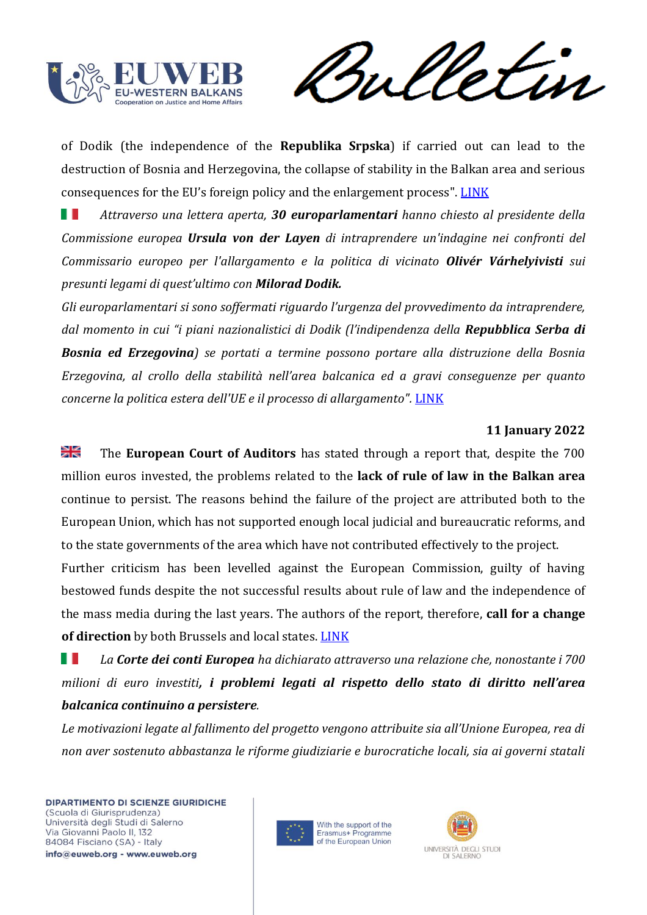of Dodik (the independence of the **Republika Srpska**) if carried out can lead to the destruction of Bosnia and Herzegovina, the collapse of stability in the Balkan area and serious consequences for the EU's foreign policy and the enlargement process". LINK

*Attraverso una lettera aperta, **30 europarlamentari** hanno chiesto al presidente della Commissione europea **Ursula von der Layen** di intraprendere un'indagine nei confronti del Commissario europeo per l'allargamento e la politica di vicinato **Olivér Várhelyivisti** sui presunti legami di quest'ultimo con **Milorad Dodik.***

*Gli europarlamentari si sono soffermati riguardo l'urgenza del provvedimento da intraprendere, dal momento in cui "i piani nazionalistici di Dodik (l'indipendenza della **Repubblica Serba di Bosnia ed Erzegovina**) se portati a termine possono portare alla distruzione della Bosnia Erzegovina, al crollo della stabilità nell'area balcanica ed a gravi conseguenze per quanto concerne la politica estera dell'UE e il processo di allargamento".* LINK

**11 January 2022**

The **European Court of Auditors** has stated through a report that, despite the 700 million euros invested, the problems related to the **lack of rule of law in the Balkan area** continue to persist. The reasons behind the failure of the project are attributed both to the European Union, which has not supported enough local judicial and bureaucratic reforms, and to the state governments of the area which have not contributed effectively to the project.

Further criticism has been levelled against the European Commission, guilty of having bestowed funds despite the not successful results about rule of law and the independence of the mass media during the last years. The authors of the report, therefore, **call for a change of direction** by both Brussels and local states. LINK

*La **Corte dei conti Europea** ha dichiarato attraverso una relazione che, nonostante i 700 milioni di euro investiti**, i problemi legati al rispetto dello stato di diritto nell'area balcanica continuino a persistere**.*

*Le motivazioni legate al fallimento del progetto vengono attribuite sia all'Unione Europea, rea di non aver sostenuto abbastanza le riforme giudiziarie e burocratiche locali, sia ai governi statali*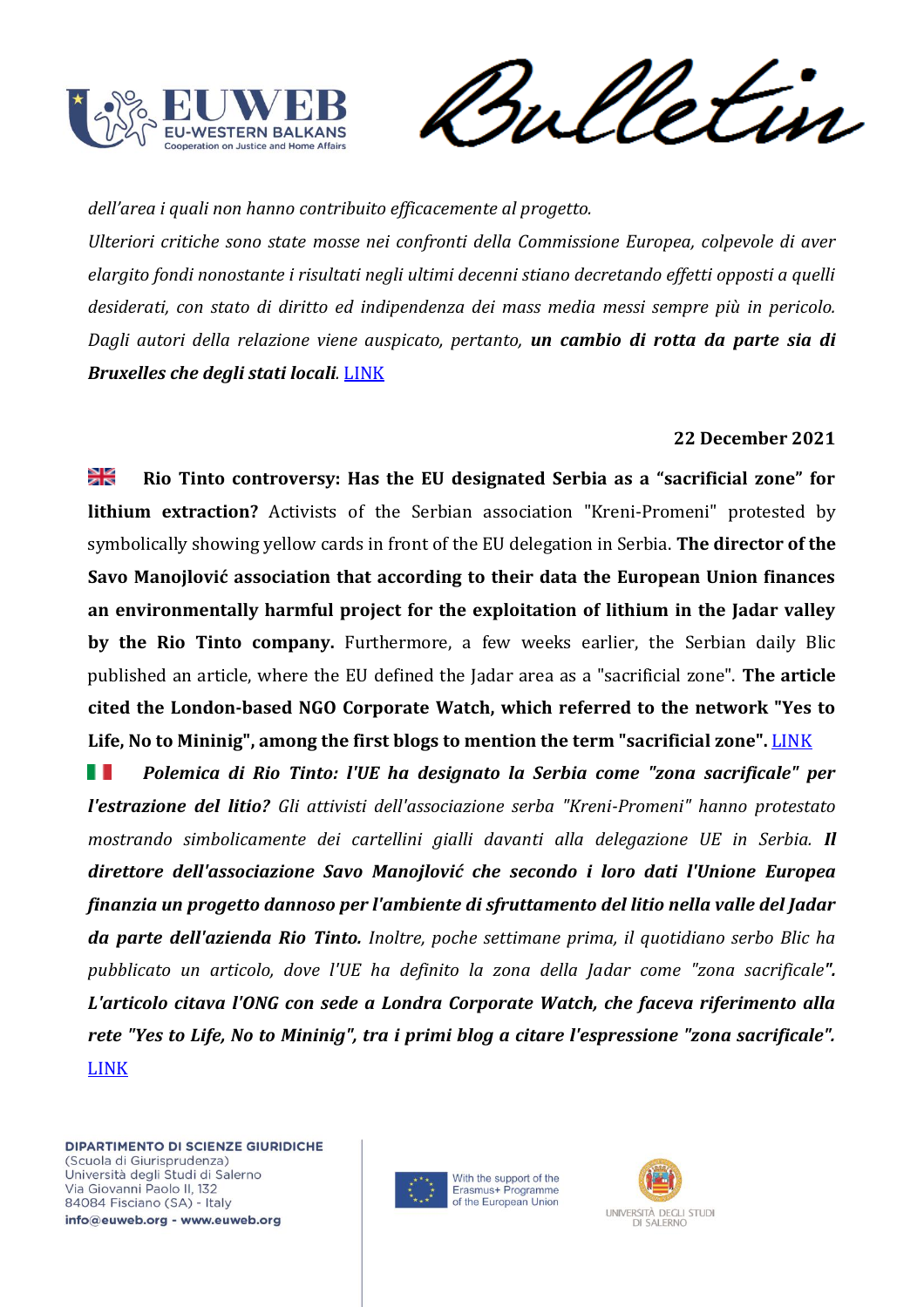*dell'area i quali non hanno contribuito efficacemente al progetto.*

*Ulteriori critiche sono state mosse nei confronti della Commissione Europea, colpevole di aver elargito fondi nonostante i risultati negli ultimi decenni stiano decretando effetti opposti a quelli desiderati, con stato di diritto ed indipendenza dei mass media messi sempre più in pericolo. Dagli autori della relazione viene auspicato, pertanto,* ***un cambio di rotta da parte sia di Bruxelles che degli stati locali****.* LINK

**22 December 2021**

**Rio Tinto controversy: Has the EU designated Serbia as a "sacrificial zone" for lithium extraction?** Activists of the Serbian association "Kreni-Promeni" protested by symbolically showing yellow cards in front of the EU delegation in Serbia. **The director of the Savo Manojlović association that according to their data the European Union finances an environmentally harmful project for the exploitation of lithium in the Jadar valley by the Rio Tinto company.** Furthermore, a few weeks earlier, the Serbian daily Blic published an article, where the EU defined the Jadar area as a "sacrificial zone". **The article cited the London-based NGO Corporate Watch, which referred to the network "Yes to Life, No to Mininig", among the first blogs to mention the term "sacrificial zone".** LINK

***Polemica di Rio Tinto: l'UE ha designato la Serbia come "zona sacrificale" per l'estrazione del litio?*** *Gli attivisti dell'associazione serba "Kreni-Promeni" hanno protestato mostrando simbolicamente dei cartellini gialli davanti alla delegazione UE in Serbia.* ***Il direttore dell'associazione Savo Manojlović che secondo i loro dati l'Unione Europea finanzia un progetto dannoso per l'ambiente di sfruttamento del litio nella valle del Jadar da parte dell'azienda Rio Tinto.*** *Inoltre, poche settimane prima, il quotidiano serbo Blic ha pubblicato un articolo, dove l'UE ha definito la zona della Jadar come "zona sacrificale".* ***L'articolo citava l'ONG con sede a Londra Corporate Watch, che faceva riferimento alla rete "Yes to Life, No to Mininig", tra i primi blog a citare l'espressione "zona sacrificale".*** LINK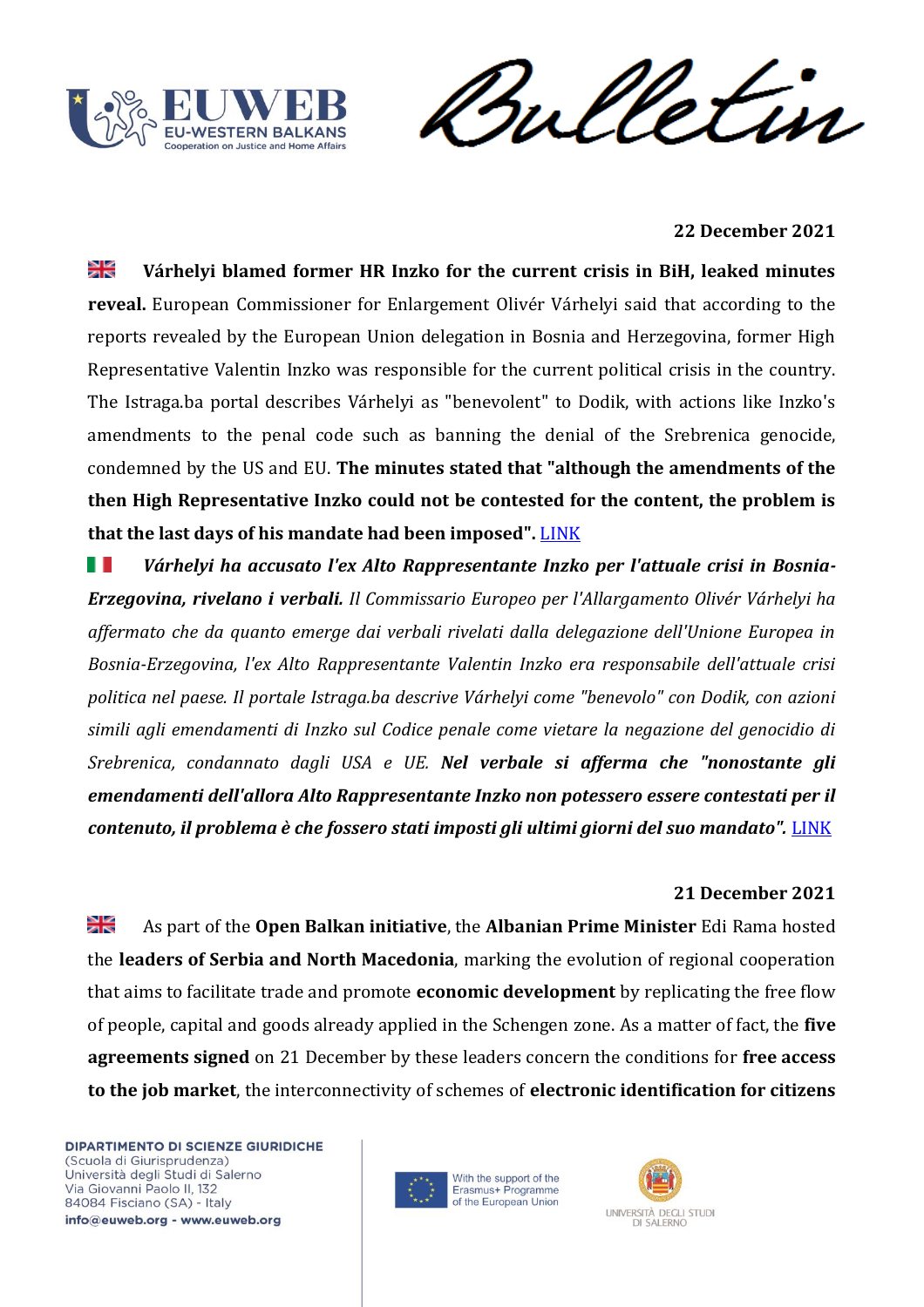**22 December 2021**

🇬🇧 **Várhelyi blamed former HR Inzko for the current crisis in BiH, leaked minutes reveal.** European Commissioner for Enlargement Olivér Várhelyi said that according to the reports revealed by the European Union delegation in Bosnia and Herzegovina, former High Representative Valentin Inzko was responsible for the current political crisis in the country. The Istraga.ba portal describes Várhelyi as "benevolent" to Dodik, with actions like Inzko's amendments to the penal code such as banning the denial of the Srebrenica genocide, condemned by the US and EU. **The minutes stated that "although the amendments of the then High Representative Inzko could not be contested for the content, the problem is that the last days of his mandate had been imposed".** LINK

🇮🇹 ***Várhelyi ha accusato l'ex Alto Rappresentante Inzko per l'attuale crisi in Bosnia-Erzegovina, rivelano i verbali.*** *Il Commissario Europeo per l'Allargamento Olivér Várhelyi ha affermato che da quanto emerge dai verbali rivelati dalla delegazione dell'Unione Europea in Bosnia-Erzegovina, l'ex Alto Rappresentante Valentin Inzko era responsabile dell'attuale crisi politica nel paese. Il portale Istraga.ba descrive Várhelyi come "benevolo" con Dodik, con azioni simili agli emendamenti di Inzko sul Codice penale come vietare la negazione del genocidio di Srebrenica, condannato dagli USA e UE.* ***Nel verbale si afferma che "nonostante gli emendamenti dell'allora Alto Rappresentante Inzko non potessero essere contestati per il contenuto, il problema è che fossero stati imposti gli ultimi giorni del suo mandato".*** LINK

**21 December 2021**

🇬🇧 As part of the **Open Balkan initiative**, the **Albanian Prime Minister** Edi Rama hosted the **leaders of Serbia and North Macedonia**, marking the evolution of regional cooperation that aims to facilitate trade and promote **economic development** by replicating the free flow of people, capital and goods already applied in the Schengen zone. As a matter of fact, the **five agreements signed** on 21 December by these leaders concern the conditions for **free access to the job market**, the interconnectivity of schemes of **electronic identification for citizens**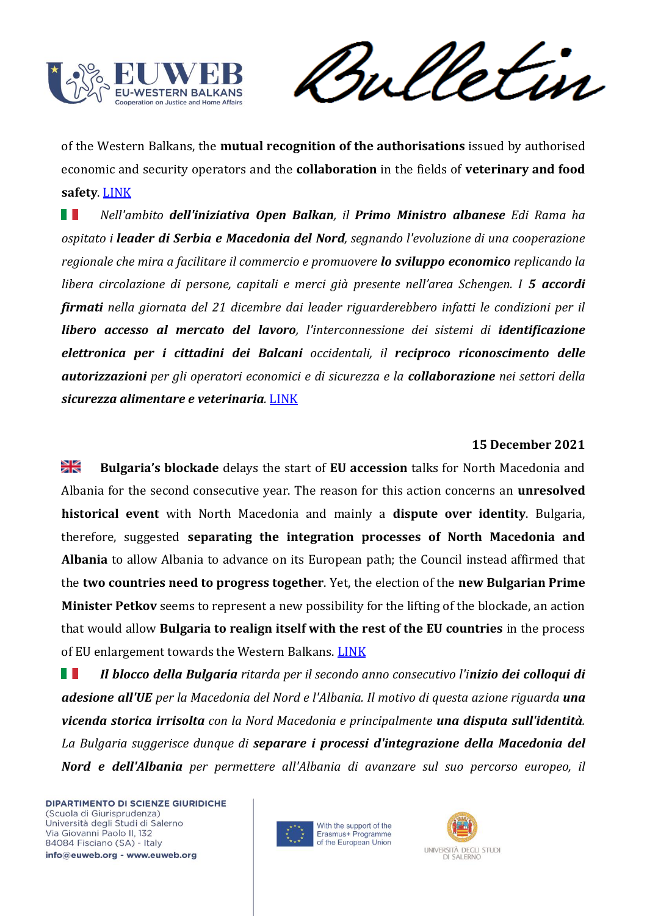of the Western Balkans, the **mutual recognition of the authorisations** issued by authorised economic and security operators and the **collaboration** in the fields of **veterinary and food safety**. [LINK]

🇮🇹 *Nell'ambito **dell'iniziativa Open Balkan**, il **Primo Ministro albanese** Edi Rama ha ospitato i **leader di Serbia e Macedonia del Nord**, segnando l'evoluzione di una cooperazione regionale che mira a facilitare il commercio e promuovere **lo sviluppo economico** replicando la libera circolazione di persone, capitali e merci già presente nell'area Schengen. I **5 accordi firmati** nella giornata del 21 dicembre dai leader riguarderebbero infatti le condizioni per il **libero accesso al mercato del lavoro**, l'interconnessione dei sistemi di **identificazione elettronica per i cittadini dei Balcani** occidentali, il **reciproco riconoscimento delle autorizzazioni** per gli operatori economici e di sicurezza e la **collaborazione** nei settori della **sicurezza alimentare e veterinaria**.* [LINK]

**15 December 2021**

🇬🇧 **Bulgaria's blockade** delays the start of **EU accession** talks for North Macedonia and Albania for the second consecutive year. The reason for this action concerns an **unresolved historical event** with North Macedonia and mainly a **dispute over identity**. Bulgaria, therefore, suggested **separating the integration processes of North Macedonia and Albania** to allow Albania to advance on its European path; the Council instead affirmed that the **two countries need to progress together**. Yet, the election of the **new Bulgarian Prime Minister Petkov** seems to represent a new possibility for the lifting of the blockade, an action that would allow **Bulgaria to realign itself with the rest of the EU countries** in the process of EU enlargement towards the Western Balkans. [LINK]

🇮🇹 ***Il blocco della Bulgaria** ritarda per il secondo anno consecutivo l'**inizio dei colloqui di adesione all'UE** per la Macedonia del Nord e l'Albania. Il motivo di questa azione riguarda **una vicenda storica irrisolta** con la Nord Macedonia e principalmente **una disputa sull'identità**. La Bulgaria suggerisce dunque di **separare i processi d'integrazione della Macedonia del Nord e dell'Albania** per permettere all'Albania di avanzare sul suo percorso europeo, il*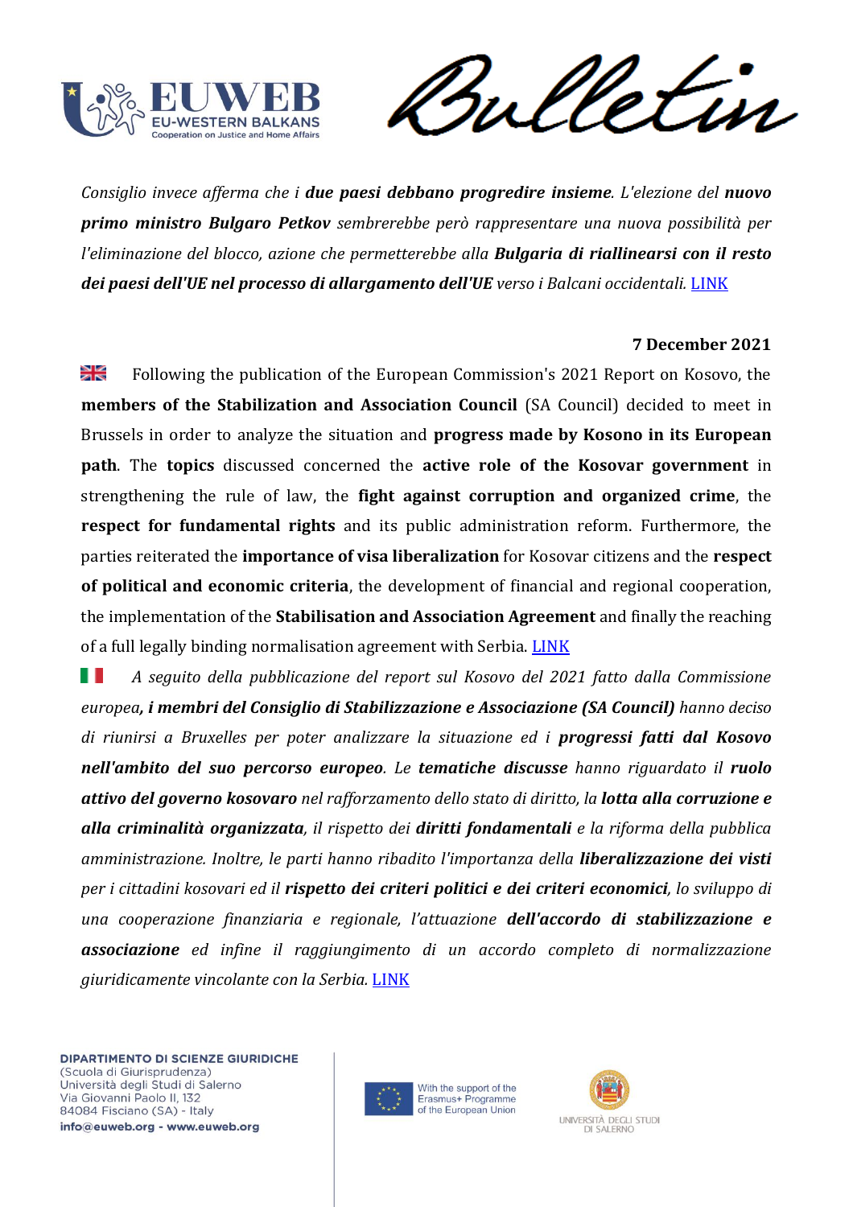*Consiglio invece afferma che i* ***due paesi debbano progredire insieme****. L'elezione del* ***nuovo primo ministro Bulgaro Petkov*** *sembrerebbe però rappresentare una nuova possibilità per l'eliminazione del blocco, azione che permetterebbe alla* ***Bulgaria di riallinearsi con il resto dei paesi dell'UE nel processo di allargamento dell'UE*** *verso i Balcani occidentali.* LINK

**7 December 2021**

Following the publication of the European Commission's 2021 Report on Kosovo, the **members of the Stabilization and Association Council** (SA Council) decided to meet in Brussels in order to analyze the situation and **progress made by Kosono in its European path**. The **topics** discussed concerned the **active role of the Kosovar government** in strengthening the rule of law, the **fight against corruption and organized crime**, the **respect for fundamental rights** and its public administration reform. Furthermore, the parties reiterated the **importance of visa liberalization** for Kosovar citizens and the **respect of political and economic criteria**, the development of financial and regional cooperation, the implementation of the **Stabilisation and Association Agreement** and finally the reaching of a full legally binding normalisation agreement with Serbia. LINK

*A seguito della pubblicazione del report sul Kosovo del 2021 fatto dalla Commissione europea****, i membri del Consiglio di Stabilizzazione e Associazione (SA Council)*** *hanno deciso di riunirsi a Bruxelles per poter analizzare la situazione ed i* ***progressi fatti dal Kosovo nell'ambito del suo percorso europeo****. Le* ***tematiche discusse*** *hanno riguardato il* ***ruolo attivo del governo kosovaro*** *nel rafforzamento dello stato di diritto, la* ***lotta alla corruzione e alla criminalità organizzata****, il rispetto dei* ***diritti fondamentali*** *e la riforma della pubblica amministrazione. Inoltre, le parti hanno ribadito l'importanza della* ***liberalizzazione dei visti*** *per i cittadini kosovari ed il* ***rispetto dei criteri politici e dei criteri economici****, lo sviluppo di una cooperazione finanziaria e regionale, l'attuazione* ***dell'accordo di stabilizzazione e associazione*** *ed infine il raggiungimento di un accordo completo di normalizzazione giuridicamente vincolante con la Serbia.* LINK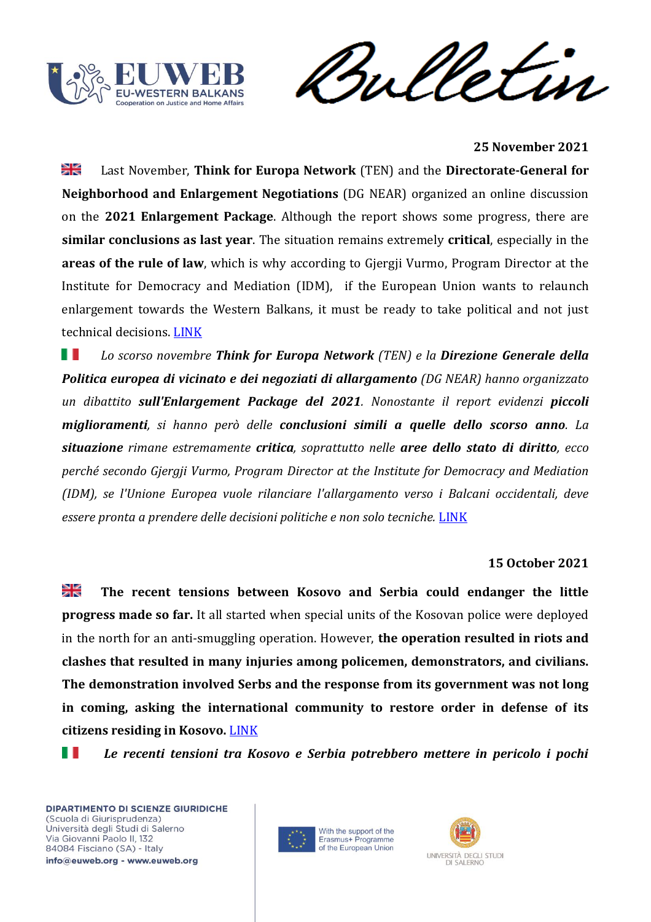**25 November 2021**

🇬🇧 Last November, **Think for Europa Network** (TEN) and the **Directorate-General for Neighborhood and Enlargement Negotiations** (DG NEAR) organized an online discussion on the **2021 Enlargement Package**. Although the report shows some progress, there are **similar conclusions as last year**. The situation remains extremely **critical**, especially in the **areas of the rule of law**, which is why according to Gjergji Vurmo, Program Director at the Institute for Democracy and Mediation (IDM), if the European Union wants to relaunch enlargement towards the Western Balkans, it must be ready to take political and not just technical decisions. LINK

🇮🇹 *Lo scorso novembre **Think for Europa Network** (TEN) e la **Direzione Generale della Politica europea di vicinato e dei negoziati di allargamento** (DG NEAR) hanno organizzato un dibattito **sull'Enlargement Package del 2021**. Nonostante il report evidenzi **piccoli miglioramenti**, si hanno però delle **conclusioni simili a quelle dello scorso anno**. La **situazione** rimane estremamente **critica**, soprattutto nelle **aree dello stato di diritto**, ecco perché secondo Gjergji Vurmo, Program Director at the Institute for Democracy and Mediation (IDM), se l'Unione Europea vuole rilanciare l'allargamento verso i Balcani occidentali, deve essere pronta a prendere delle decisioni politiche e non solo tecniche.* LINK

**15 October 2021**

🇬🇧 **The recent tensions between Kosovo and Serbia could endanger the little progress made so far.** It all started when special units of the Kosovan police were deployed in the north for an anti-smuggling operation. However, **the operation resulted in riots and clashes that resulted in many injuries among policemen, demonstrators, and civilians. The demonstration involved Serbs and the response from its government was not long in coming, asking the international community to restore order in defense of its citizens residing in Kosovo.** LINK

🇮🇹 ***Le recenti tensioni tra Kosovo e Serbia potrebbero mettere in pericolo i pochi***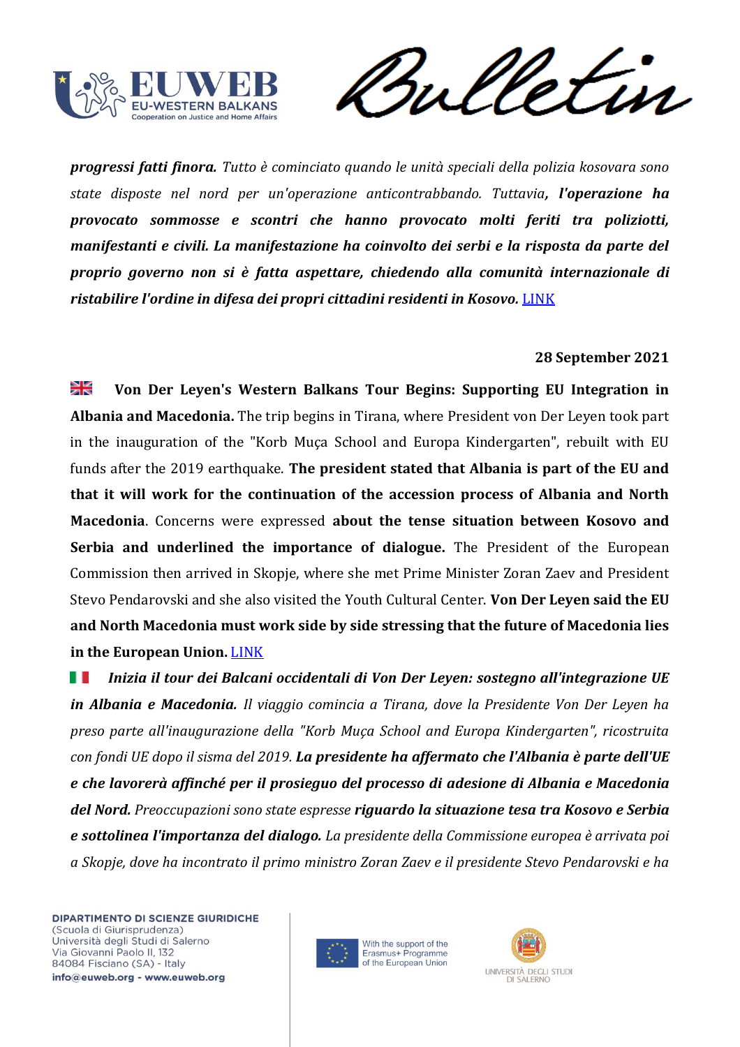***progressi fatti finora.*** *Tutto è cominciato quando le unità speciali della polizia kosovara sono state disposte nel nord per un'operazione anticontrabbando. Tuttavia,* ***l'operazione ha provocato sommosse e scontri che hanno provocato molti feriti tra poliziotti, manifestanti e civili. La manifestazione ha coinvolto dei serbi e la risposta da parte del proprio governo non si è fatta aspettare, chiedendo alla comunità internazionale di ristabilire l'ordine in difesa dei propri cittadini residenti in Kosovo.*** LINK

**28 September 2021**

**Von Der Leyen's Western Balkans Tour Begins: Supporting EU Integration in Albania and Macedonia.** The trip begins in Tirana, where President von Der Leyen took part in the inauguration of the "Korb Muça School and Europa Kindergarten", rebuilt with EU funds after the 2019 earthquake. **The president stated that Albania is part of the EU and that it will work for the continuation of the accession process of Albania and North Macedonia**. Concerns were expressed **about the tense situation between Kosovo and Serbia and underlined the importance of dialogue.** The President of the European Commission then arrived in Skopje, where she met Prime Minister Zoran Zaev and President Stevo Pendarovski and she also visited the Youth Cultural Center. **Von Der Leyen said the EU and North Macedonia must work side by side stressing that the future of Macedonia lies in the European Union.** LINK

***Inizia il tour dei Balcani occidentali di Von Der Leyen: sostegno all'integrazione UE in Albania e Macedonia.*** *Il viaggio comincia a Tirana, dove la Presidente Von Der Leyen ha preso parte all'inaugurazione della "Korb Muça School and Europa Kindergarten", ricostruita con fondi UE dopo il sisma del 2019.* ***La presidente ha affermato che l'Albania è parte dell'UE e che lavorerà affinché per il prosieguo del processo di adesione di Albania e Macedonia del Nord.*** *Preoccupazioni sono state espresse* ***riguardo la situazione tesa tra Kosovo e Serbia e sottolinea l'importanza del dialogo.*** *La presidente della Commissione europea è arrivata poi a Skopje, dove ha incontrato il primo ministro Zoran Zaev e il presidente Stevo Pendarovski e ha*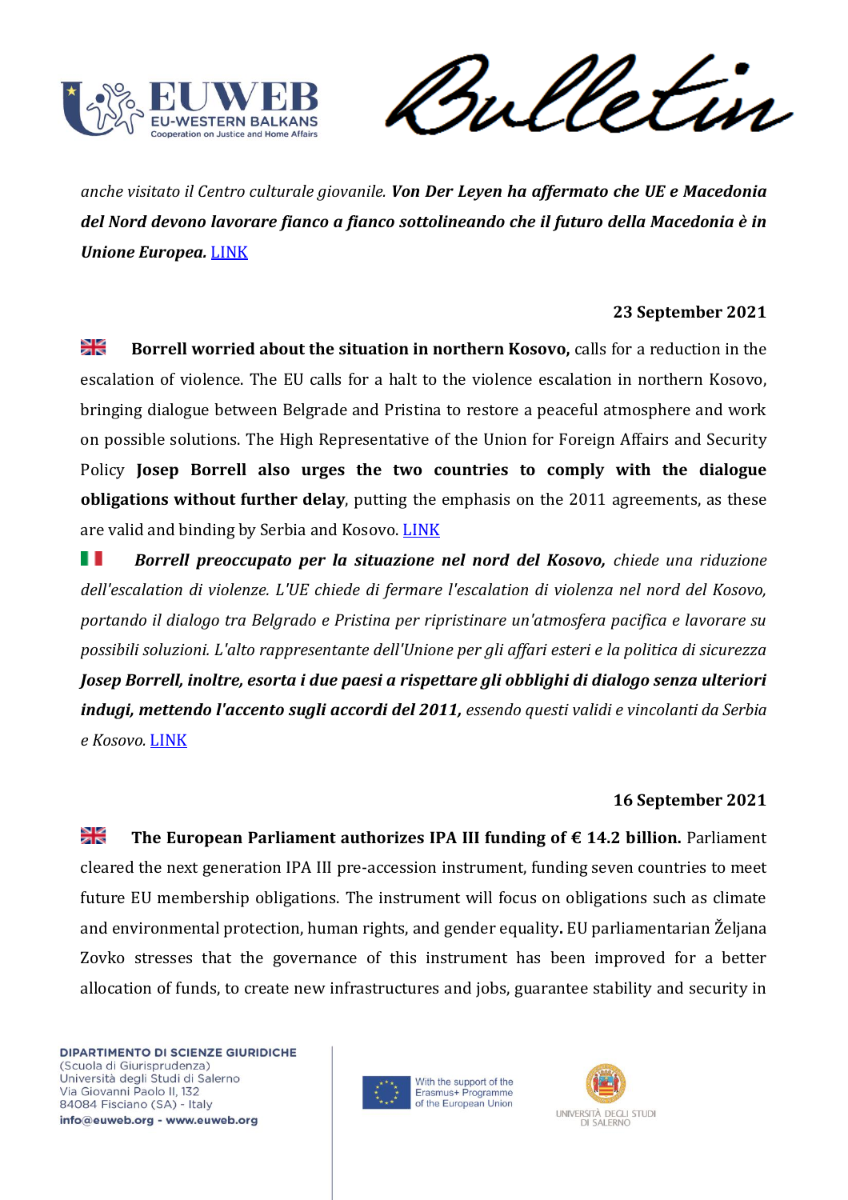*anche visitato il Centro culturale giovanile.* ***Von Der Leyen ha affermato che UE e Macedonia del Nord devono lavorare fianco a fianco sottolineando che il futuro della Macedonia è in Unione Europea.*** [LINK]

**23 September 2021**

**Borrell worried about the situation in northern Kosovo,** calls for a reduction in the escalation of violence. The EU calls for a halt to the violence escalation in northern Kosovo, bringing dialogue between Belgrade and Pristina to restore a peaceful atmosphere and work on possible solutions. The High Representative of the Union for Foreign Affairs and Security Policy **Josep Borrell also urges the two countries to comply with the dialogue obligations without further delay**, putting the emphasis on the 2011 agreements, as these are valid and binding by Serbia and Kosovo. [LINK]

***Borrell preoccupato per la situazione nel nord del Kosovo,*** *chiede una riduzione dell'escalation di violenze. L'UE chiede di fermare l'escalation di violenza nel nord del Kosovo, portando il dialogo tra Belgrado e Pristina per ripristinare un'atmosfera pacifica e lavorare su possibili soluzioni. L'alto rappresentante dell'Unione per gli affari esteri e la politica di sicurezza* ***Josep Borrell, inoltre, esorta i due paesi a rispettare gli obblighi di dialogo senza ulteriori indugi, mettendo l'accento sugli accordi del 2011,*** *essendo questi validi e vincolanti da Serbia e Kosovo.* [LINK]

**16 September 2021**

**The European Parliament authorizes IPA III funding of € 14.2 billion.** Parliament cleared the next generation IPA III pre-accession instrument, funding seven countries to meet future EU membership obligations. The instrument will focus on obligations such as climate and environmental protection, human rights, and gender equality**.** EU parliamentarian Željana Zovko stresses that the governance of this instrument has been improved for a better allocation of funds, to create new infrastructures and jobs, guarantee stability and security in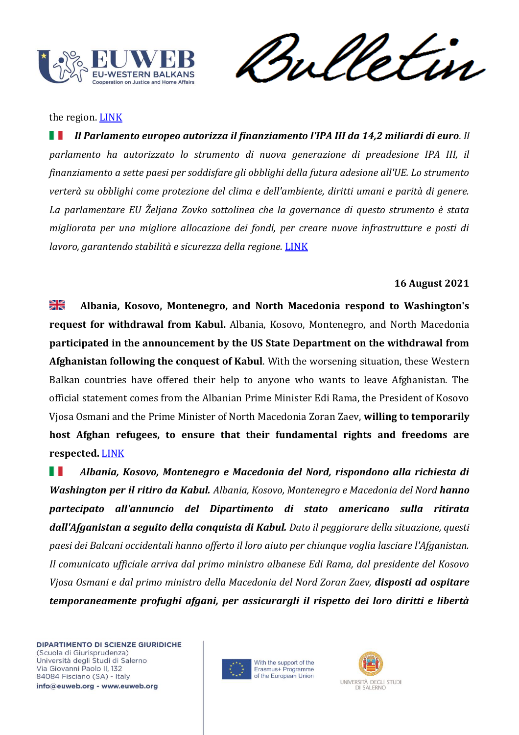the region. [LINK]

🇮🇹 ***Il Parlamento europeo autorizza il finanziamento l'IPA III da 14,2 miliardi di euro****. Il parlamento ha autorizzato lo strumento di nuova generazione di preadesione IPA III, il finanziamento a sette paesi per soddisfare gli obblighi della futura adesione all'UE. Lo strumento verterà su obblighi come protezione del clima e dell'ambiente, diritti umani e parità di genere. La parlamentare EU Željana Zovko sottolinea che la governance di questo strumento è stata migliorata per una migliore allocazione dei fondi, per creare nuove infrastrutture e posti di lavoro, garantendo stabilità e sicurezza della regione.* [LINK]

**16 August 2021**

🇬🇧 **Albania, Kosovo, Montenegro, and North Macedonia respond to Washington's request for withdrawal from Kabul.** Albania, Kosovo, Montenegro, and North Macedonia **participated in the announcement by the US State Department on the withdrawal from Afghanistan following the conquest of Kabul**. With the worsening situation, these Western Balkan countries have offered their help to anyone who wants to leave Afghanistan. The official statement comes from the Albanian Prime Minister Edi Rama, the President of Kosovo Vjosa Osmani and the Prime Minister of North Macedonia Zoran Zaev, **willing to temporarily host Afghan refugees, to ensure that their fundamental rights and freedoms are respected.** [LINK]

🇮🇹 ***Albania, Kosovo, Montenegro e Macedonia del Nord, rispondono alla richiesta di Washington per il ritiro da Kabul.*** *Albania, Kosovo, Montenegro e Macedonia del Nord* ***hanno partecipato all'annuncio del Dipartimento di stato americano sulla ritirata dall'Afganistan a seguito della conquista di Kabul.*** *Dato il peggiorare della situazione, questi paesi dei Balcani occidentali hanno offerto il loro aiuto per chiunque voglia lasciare l'Afganistan. Il comunicato ufficiale arriva dal primo ministro albanese Edi Rama, dal presidente del Kosovo Vjosa Osmani e dal primo ministro della Macedonia del Nord Zoran Zaev,* ***disposti ad ospitare temporaneamente profughi afgani, per assicurargli il rispetto dei loro diritti e libertà***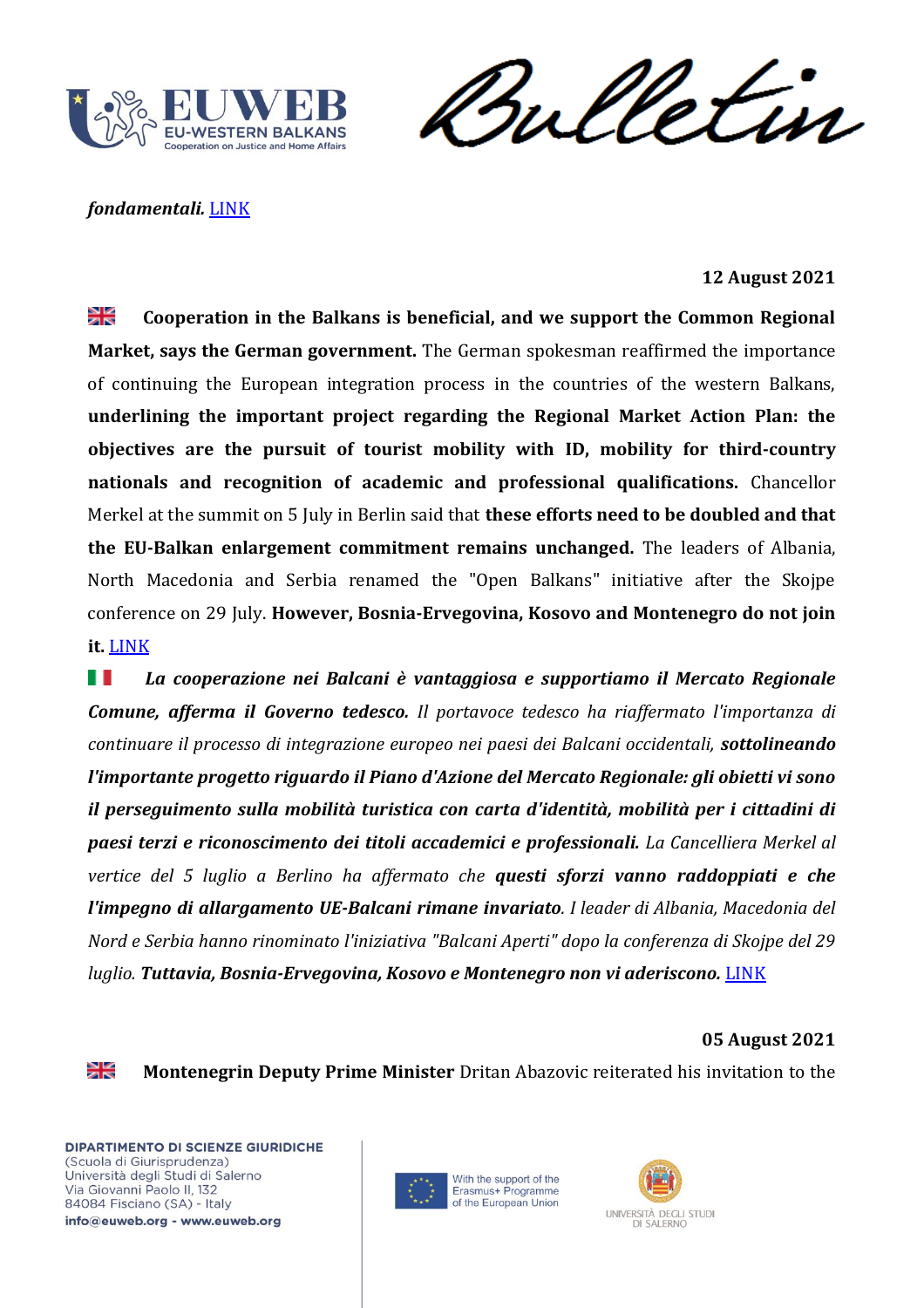*fondamentali.* LINK

**12 August 2021**

🇬🇧 **Cooperation in the Balkans is beneficial, and we support the Common Regional Market, says the German government.** The German spokesman reaffirmed the importance of continuing the European integration process in the countries of the western Balkans, **underlining the important project regarding the Regional Market Action Plan: the objectives are the pursuit of tourist mobility with ID, mobility for third-country nationals and recognition of academic and professional qualifications.** Chancellor Merkel at the summit on 5 July in Berlin said that **these efforts need to be doubled and that the EU-Balkan enlargement commitment remains unchanged.** The leaders of Albania, North Macedonia and Serbia renamed the "Open Balkans" initiative after the Skojpe conference on 29 July. **However, Bosnia-Ervegovina, Kosovo and Montenegro do not join it.** LINK

🇮🇹 ***La cooperazione nei Balcani è vantaggiosa e supportiamo il Mercato Regionale Comune, afferma il Governo tedesco.*** *Il portavoce tedesco ha riaffermato l'importanza di continuare il processo di integrazione europeo nei paesi dei Balcani occidentali,* ***sottolineando l'importante progetto riguardo il Piano d'Azione del Mercato Regionale: gli obietti vi sono il perseguimento sulla mobilità turistica con carta d'identità, mobilità per i cittadini di paesi terzi e riconoscimento dei titoli accademici e professionali.*** *La Cancelliera Merkel al vertice del 5 luglio a Berlino ha affermato che* ***questi sforzi vanno raddoppiati e che l'impegno di allargamento UE-Balcani rimane invariato****. I leader di Albania, Macedonia del Nord e Serbia hanno rinominato l'iniziativa "Balcani Aperti" dopo la conferenza di Skojpe del 29 luglio.* ***Tuttavia, Bosnia-Ervegovina, Kosovo e Montenegro non vi aderiscono.*** LINK

**05 August 2021**

🇬🇧 **Montenegrin Deputy Prime Minister** Dritan Abazovic reiterated his invitation to the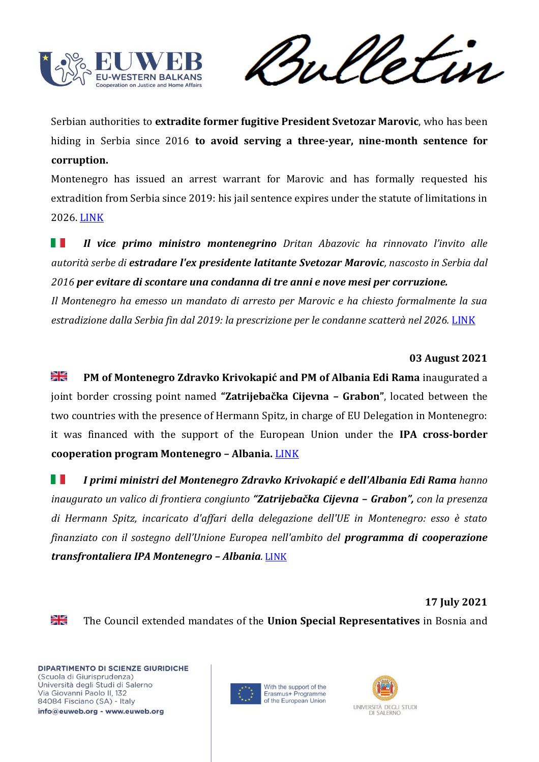Serbian authorities to **extradite former fugitive President Svetozar Marovic**, who has been hiding in Serbia since 2016 **to avoid serving a three-year, nine-month sentence for corruption.**

Montenegro has issued an arrest warrant for Marovic and has formally requested his extradition from Serbia since 2019: his jail sentence expires under the statute of limitations in 2026. LINK

*🇮🇹 **Il vice primo ministro montenegrino** Dritan Abazovic ha rinnovato l'invito alle autorità serbe di **estradare l'ex presidente latitante Svetozar Marovic**, nascosto in Serbia dal 2016 **per evitare di scontare una condanna di tre anni e nove mesi per corruzione.***

*Il Montenegro ha emesso un mandato di arresto per Marovic e ha chiesto formalmente la sua estradizione dalla Serbia fin dal 2019: la prescrizione per le condanne scatterà nel 2026.* LINK

**03 August 2021**

🇬🇧 **PM of Montenegro Zdravko Krivokapić and PM of Albania Edi Rama** inaugurated a joint border crossing point named **"Zatrijebačka Cijevna – Grabon"**, located between the two countries with the presence of Hermann Spitz, in charge of EU Delegation in Montenegro: it was financed with the support of the European Union under the **IPA cross-border cooperation program Montenegro – Albania.** LINK

🇮🇹 ***I primi ministri del Montenegro Zdravko Krivokapić e dell'Albania Edi Rama*** *hanno inaugurato un valico di frontiera congiunto **"Zatrijebačka Cijevna – Grabon",** con la presenza di Hermann Spitz, incaricato d'affari della delegazione dell'UE in Montenegro: esso è stato finanziato con il sostegno dell'Unione Europea nell'ambito del **programma di cooperazione transfrontaliera IPA Montenegro – Albania**.* LINK

**17 July 2021**

🇬🇧 The Council extended mandates of the **Union Special Representatives** in Bosnia and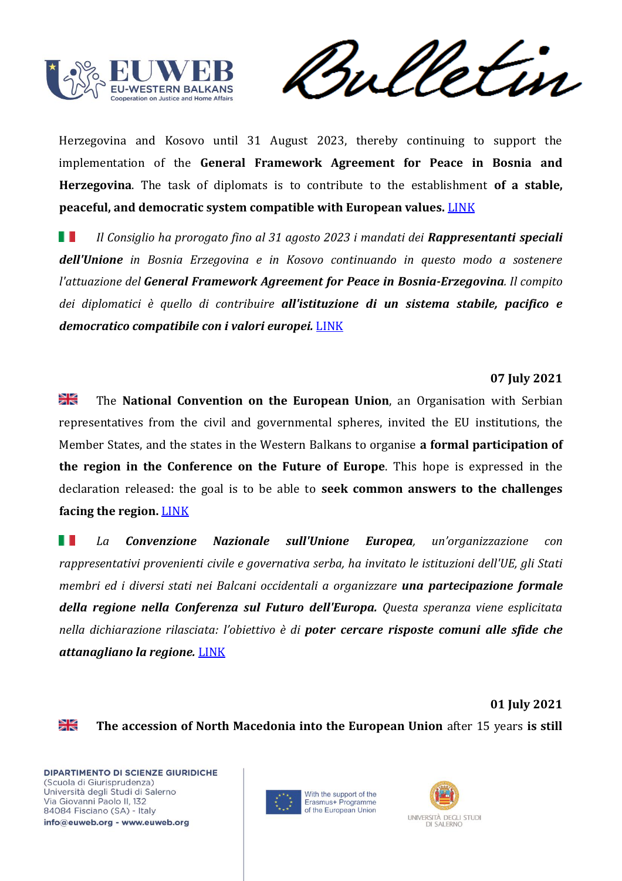Herzegovina and Kosovo until 31 August 2023, thereby continuing to support the implementation of the **General Framework Agreement for Peace in Bosnia and Herzegovina**. The task of diplomats is to contribute to the establishment **of a stable, peaceful, and democratic system compatible with European values.** LINK

*Il Consiglio ha prorogato fino al 31 agosto 2023 i mandati dei* ***Rappresentanti speciali dell'Unione*** *in Bosnia Erzegovina e in Kosovo continuando in questo modo a sostenere l'attuazione del* ***General Framework Agreement for Peace in Bosnia-Erzegovina****. Il compito dei diplomatici è quello di contribuire* ***all'istituzione di un sistema stabile, pacifico e democratico compatibile con i valori europei.*** LINK

**07 July 2021**

The **National Convention on the European Union**, an Organisation with Serbian representatives from the civil and governmental spheres, invited the EU institutions, the Member States, and the states in the Western Balkans to organise **a formal participation of the region in the Conference on the Future of Europe**. This hope is expressed in the declaration released: the goal is to be able to **seek common answers to the challenges facing the region.** LINK

*La* ***Convenzione Nazionale sull'Unione Europea****, un'organizzazione con rappresentativi provenienti civile e governativa serba, ha invitato le istituzioni dell'UE, gli Stati membri ed i diversi stati nei Balcani occidentali a organizzare* ***una partecipazione formale della regione nella Conferenza sul Futuro dell'Europa.*** *Questa speranza viene esplicitata nella dichiarazione rilasciata: l'obiettivo è di* ***poter cercare risposte comuni alle sfide che attanagliano la regione.*** LINK

**01 July 2021**

**The accession of North Macedonia into the European Union** after 15 years **is still**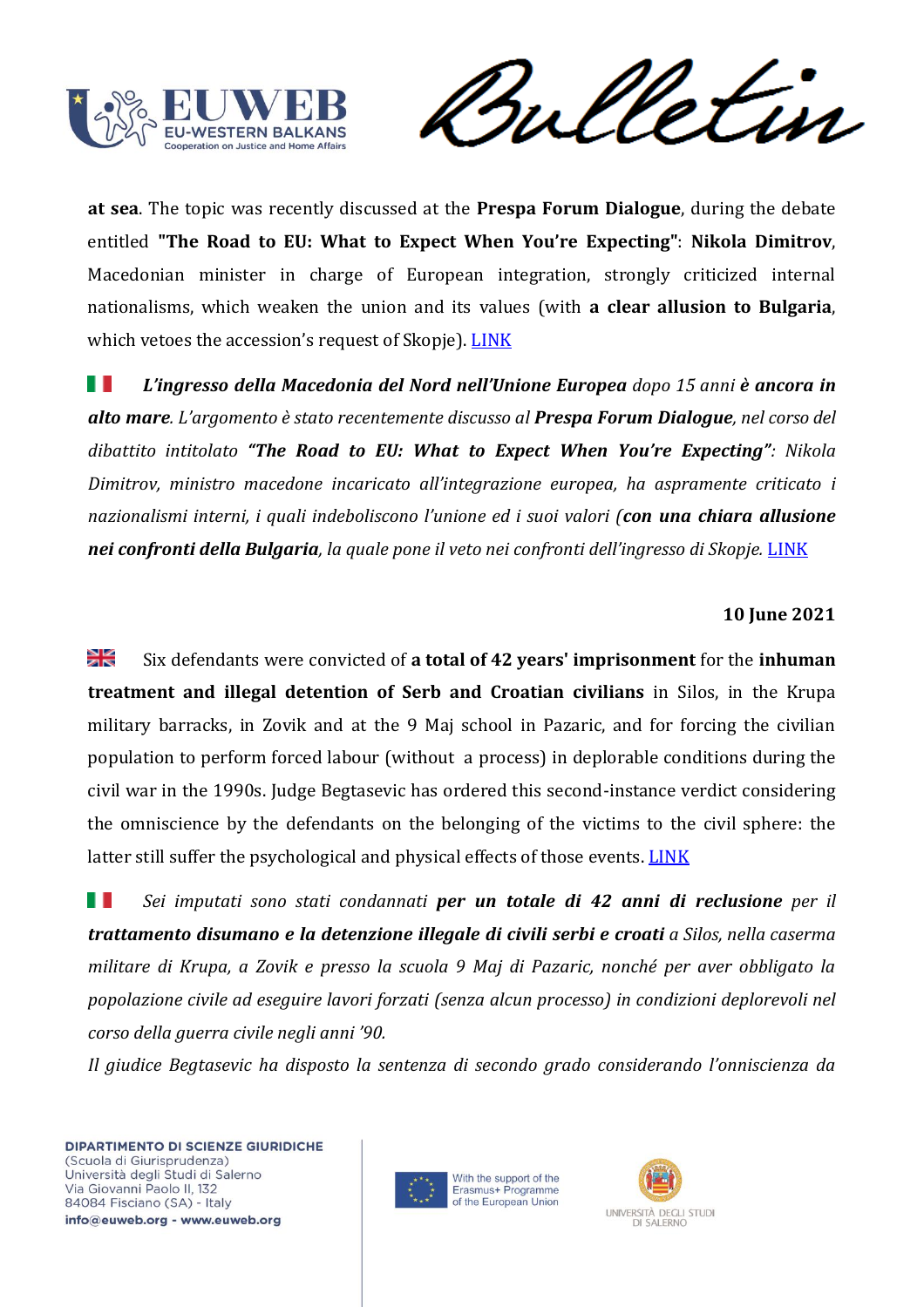**at sea**. The topic was recently discussed at the **Prespa Forum Dialogue**, during the debate entitled **"The Road to EU: What to Expect When You're Expecting"**: **Nikola Dimitrov**, Macedonian minister in charge of European integration, strongly criticized internal nationalisms, which weaken the union and its values (with **a clear allusion to Bulgaria**, which vetoes the accession's request of Skopje). LINK

***L'ingresso della Macedonia del Nord nell'Unione Europea*** *dopo 15 anni* ***è ancora in alto mare****. L'argomento è stato recentemente discusso al* ***Prespa Forum Dialogue****, nel corso del dibattito intitolato* ***"The Road to EU: What to Expect When You're Expecting"****: Nikola Dimitrov, ministro macedone incaricato all'integrazione europea, ha aspramente criticato i nazionalismi interni, i quali indeboliscono l'unione ed i suoi valori (****con una chiara allusione nei confronti della Bulgaria****, la quale pone il veto nei confronti dell'ingresso di Skopje.* LINK

**10 June 2021**

Six defendants were convicted of **a total of 42 years' imprisonment** for the **inhuman treatment and illegal detention of Serb and Croatian civilians** in Silos, in the Krupa military barracks, in Zovik and at the 9 Maj school in Pazaric, and for forcing the civilian population to perform forced labour (without a process) in deplorable conditions during the civil war in the 1990s. Judge Begtasevic has ordered this second-instance verdict considering the omniscience by the defendants on the belonging of the victims to the civil sphere: the latter still suffer the psychological and physical effects of those events. LINK

*Sei imputati sono stati condannati* ***per un totale di 42 anni di reclusione*** *per il* ***trattamento disumano e la detenzione illegale di civili serbi e croati*** *a Silos, nella caserma militare di Krupa, a Zovik e presso la scuola 9 Maj di Pazaric, nonché per aver obbligato la popolazione civile ad eseguire lavori forzati (senza alcun processo) in condizioni deplorevoli nel corso della guerra civile negli anni '90.*

*Il giudice Begtasevic ha disposto la sentenza di secondo grado considerando l'onniscienza da*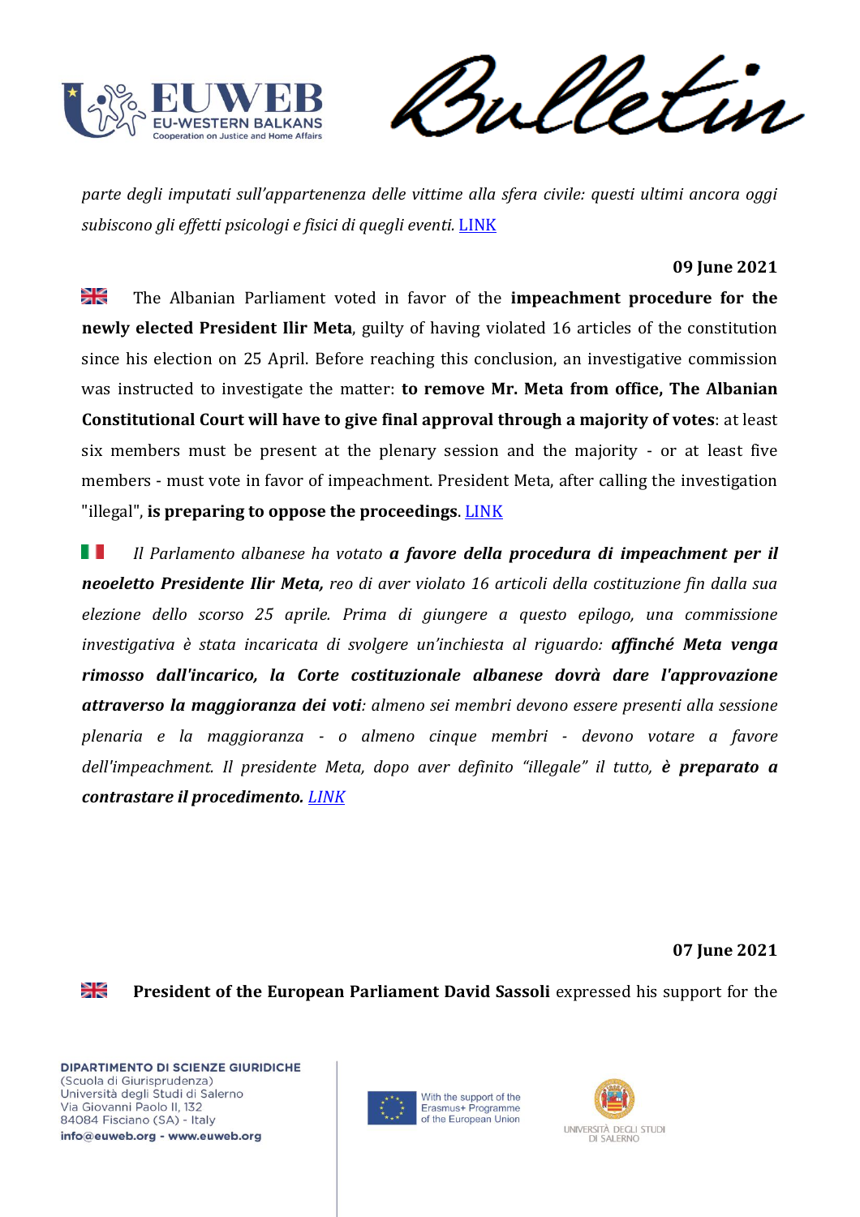*parte degli imputati sull'appartenenza delle vittime alla sfera civile: questi ultimi ancora oggi subiscono gli effetti psicologi e fisici di quegli eventi.* LINK

**09 June 2021**

🇬🇧 The Albanian Parliament voted in favor of the **impeachment procedure for the newly elected President Ilir Meta**, guilty of having violated 16 articles of the constitution since his election on 25 April. Before reaching this conclusion, an investigative commission was instructed to investigate the matter: **to remove Mr. Meta from office, The Albanian Constitutional Court will have to give final approval through a majority of votes**: at least six members must be present at the plenary session and the majority - or at least five members - must vote in favor of impeachment. President Meta, after calling the investigation "illegal", **is preparing to oppose the proceedings**. LINK

🇮🇹 *Il Parlamento albanese ha votato **a favore della procedura di impeachment per il neoeletto Presidente Ilir Meta,** reo di aver violato 16 articoli della costituzione fin dalla sua elezione dello scorso 25 aprile. Prima di giungere a questo epilogo, una commissione investigativa è stata incaricata di svolgere un'inchiesta al riguardo: **affinché Meta venga rimosso dall'incarico, la Corte costituzionale albanese dovrà dare l'approvazione attraverso la maggioranza dei voti**: almeno sei membri devono essere presenti alla sessione plenaria e la maggioranza - o almeno cinque membri - devono votare a favore dell'impeachment. Il presidente Meta, dopo aver definito "illegale" il tutto, **è preparato a contrastare il procedimento.** LINK*

**07 June 2021**

🇬🇧 **President of the European Parliament David Sassoli** expressed his support for the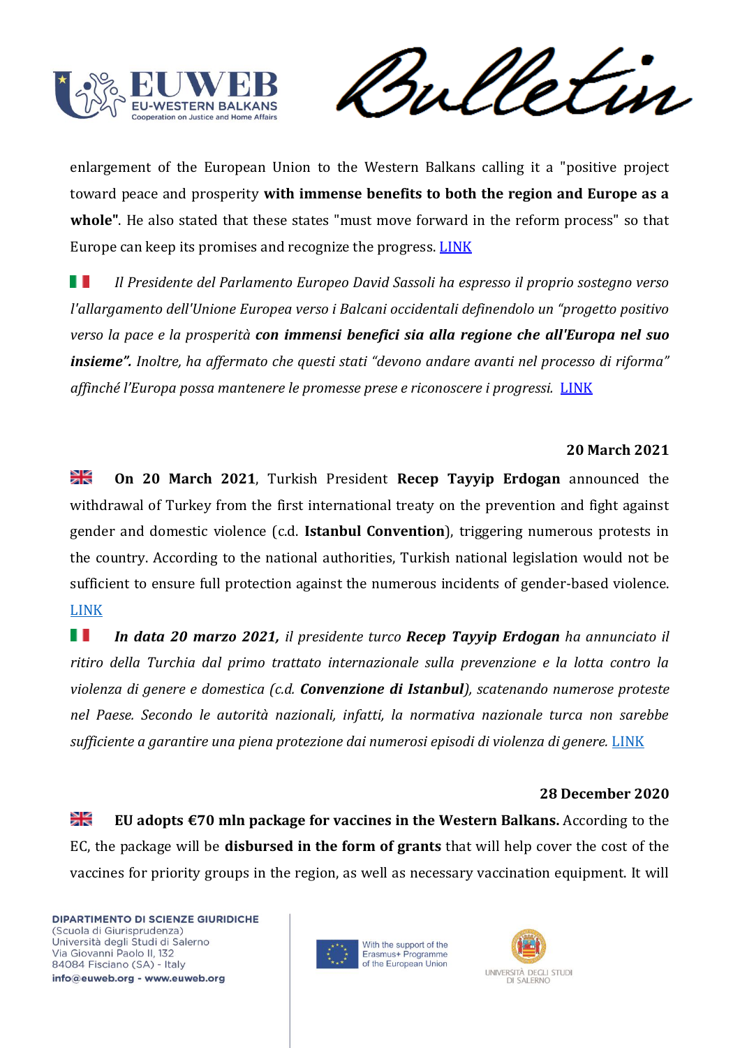enlargement of the European Union to the Western Balkans calling it a "positive project toward peace and prosperity **with immense benefits to both the region and Europe as a whole"**. He also stated that these states "must move forward in the reform process" so that Europe can keep its promises and recognize the progress. LINK

*Il Presidente del Parlamento Europeo David Sassoli ha espresso il proprio sostegno verso l'allargamento dell'Unione Europea verso i Balcani occidentali definendolo un "progetto positivo verso la pace e la prosperità* ***con immensi benefici sia alla regione che all'Europa nel suo insieme".*** *Inoltre, ha affermato che questi stati "devono andare avanti nel processo di riforma" affinché l'Europa possa mantenere le promesse prese e riconoscere i progressi.* LINK

**20 March 2021**

**On 20 March 2021**, Turkish President **Recep Tayyip Erdogan** announced the withdrawal of Turkey from the first international treaty on the prevention and fight against gender and domestic violence (c.d. **Istanbul Convention**), triggering numerous protests in the country. According to the national authorities, Turkish national legislation would not be sufficient to ensure full protection against the numerous incidents of gender-based violence. LINK

***In data 20 marzo 2021,*** *il presidente turco* ***Recep Tayyip Erdogan*** *ha annunciato il ritiro della Turchia dal primo trattato internazionale sulla prevenzione e la lotta contro la violenza di genere e domestica (c.d.* ***Convenzione di Istanbul****), scatenando numerose proteste nel Paese. Secondo le autorità nazionali, infatti, la normativa nazionale turca non sarebbe sufficiente a garantire una piena protezione dai numerosi episodi di violenza di genere.* LINK

**28 December 2020**

**EU adopts €70 mln package for vaccines in the Western Balkans.** According to the EC, the package will be **disbursed in the form of grants** that will help cover the cost of the vaccines for priority groups in the region, as well as necessary vaccination equipment. It will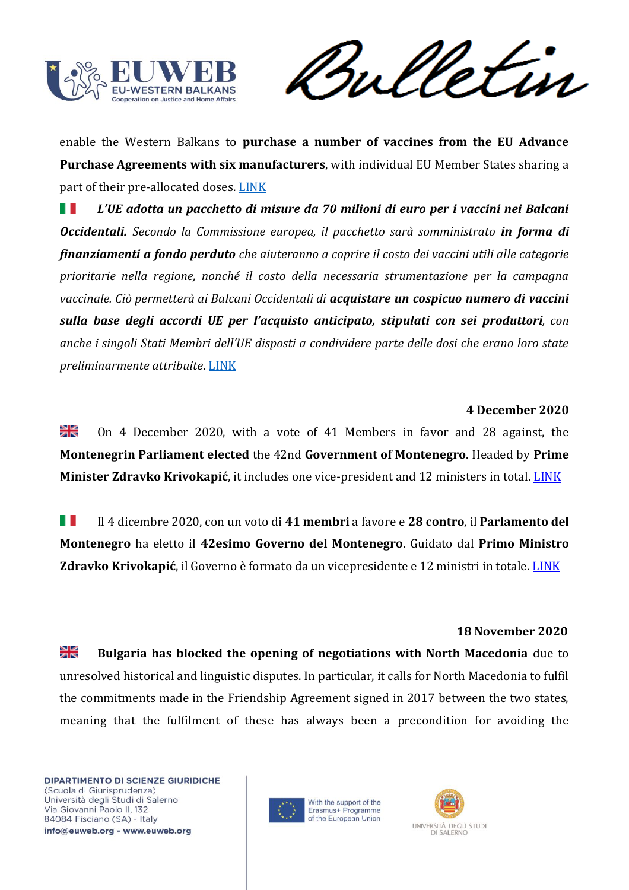enable the Western Balkans to **purchase a number of vaccines from the EU Advance Purchase Agreements with six manufacturers**, with individual EU Member States sharing a part of their pre-allocated doses. LINK

*__L'UE adotta un pacchetto di misure da 70 milioni di euro per i vaccini nei Balcani Occidentali.__ Secondo la Commissione europea, il pacchetto sarà somministrato __in forma di finanziamenti a fondo perduto__ che aiuteranno a coprire il costo dei vaccini utili alle categorie prioritarie nella regione, nonché il costo della necessaria strumentazione per la campagna vaccinale. Ciò permetterà ai Balcani Occidentali di __acquistare un cospicuo numero di vaccini sulla base degli accordi UE per l'acquisto anticipato, stipulati con sei produttori__, con anche i singoli Stati Membri dell'UE disposti a condividere parte delle dosi che erano loro state preliminarmente attribuite.* LINK

**4 December 2020**

On 4 December 2020, with a vote of 41 Members in favor and 28 against, the **Montenegrin Parliament elected** the 42nd **Government of Montenegro**. Headed by **Prime Minister Zdravko Krivokapić**, it includes one vice-president and 12 ministers in total. LINK

Il 4 dicembre 2020, con un voto di **41 membri** a favore e **28 contro**, il **Parlamento del Montenegro** ha eletto il **42esimo Governo del Montenegro**. Guidato dal **Primo Ministro Zdravko Krivokapić**, il Governo è formato da un vicepresidente e 12 ministri in totale. LINK

**18 November 2020**

**Bulgaria has blocked the opening of negotiations with North Macedonia** due to unresolved historical and linguistic disputes. In particular, it calls for North Macedonia to fulfil the commitments made in the Friendship Agreement signed in 2017 between the two states, meaning that the fulfilment of these has always been a precondition for avoiding the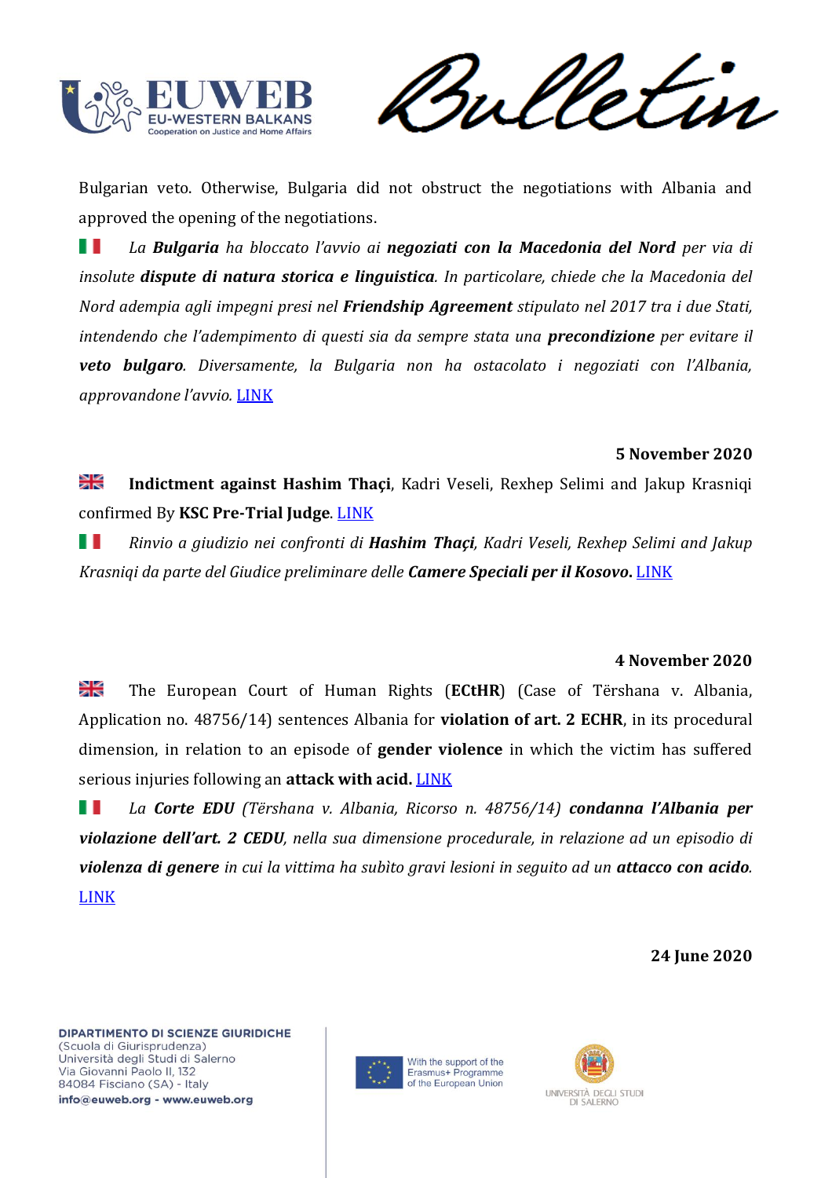Bulgarian veto. Otherwise, Bulgaria did not obstruct the negotiations with Albania and approved the opening of the negotiations.

🇮🇹 *La **Bulgaria** ha bloccato l'avvio ai **negoziati con la Macedonia del Nord** per via di insolute **dispute di natura storica e linguistica**. In particolare, chiede che la Macedonia del Nord adempia agli impegni presi nel **Friendship Agreement** stipulato nel 2017 tra i due Stati, intendendo che l'adempimento di questi sia da sempre stata una **precondizione** per evitare il **veto bulgaro**. Diversamente, la Bulgaria non ha ostacolato i negoziati con l'Albania, approvandone l'avvio.* LINK

**5 November 2020**

🇬🇧 **Indictment against Hashim Thaçi**, Kadri Veseli, Rexhep Selimi and Jakup Krasniqi confirmed By **KSC Pre-Trial Judge**. LINK

🇮🇹 *Rinvio a giudizio nei confronti di **Hashim Thaçi**, Kadri Veseli, Rexhep Selimi and Jakup Krasniqi da parte del Giudice preliminare delle **Camere Speciali per il Kosovo**.* LINK

**4 November 2020**

🇬🇧 The European Court of Human Rights (**ECtHR**) (Case of Tërshana v. Albania, Application no. 48756/14) sentences Albania for **violation of art. 2 ECHR**, in its procedural dimension, in relation to an episode of **gender violence** in which the victim has suffered serious injuries following an **attack with acid.** LINK

🇮🇹 *La **Corte EDU** (Tërshana v. Albania, Ricorso n. 48756/14) **condanna l'Albania per violazione dell'art. 2 CEDU**, nella sua dimensione procedurale, in relazione ad un episodio di **violenza di genere** in cui la vittima ha subìto gravi lesioni in seguito ad un **attacco con acido**.* LINK

**24 June 2020**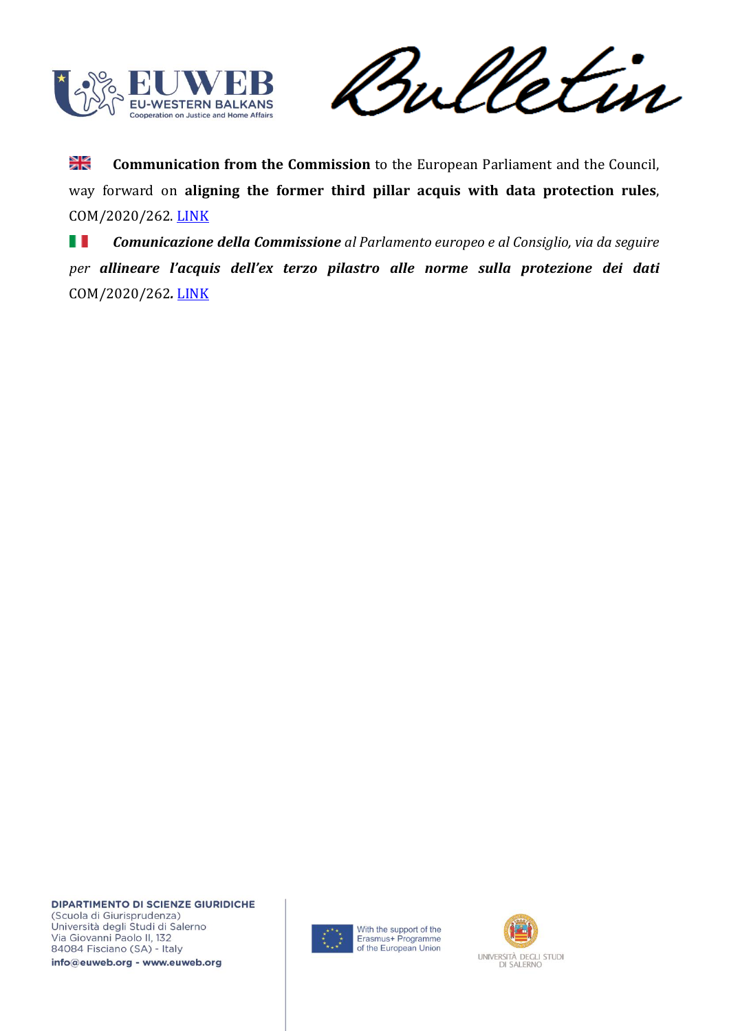**Communication from the Commission** to the European Parliament and the Council, way forward on **aligning the former third pillar acquis with data protection rules**, COM/2020/262. LINK

***Comunicazione della Commissione*** *al Parlamento europeo e al Consiglio, via da seguire per* ***allineare l'acquis dell'ex terzo pilastro alle norme sulla protezione dei dati*** COM/2020/262. LINK